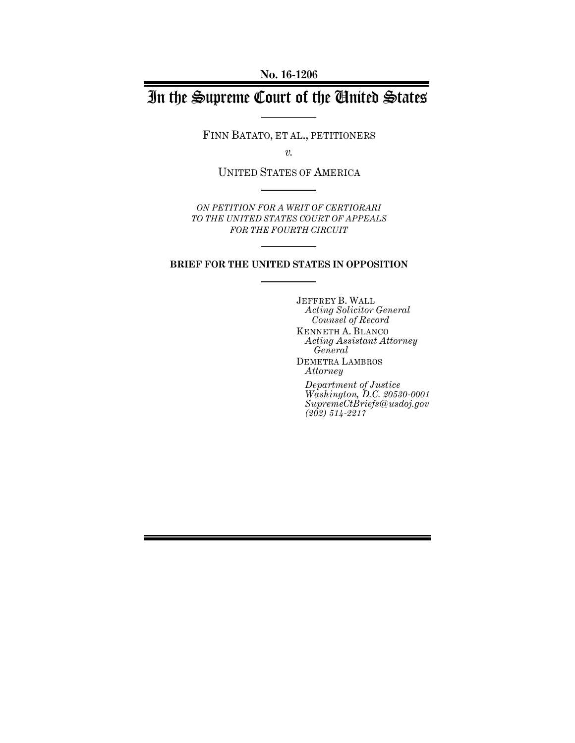**No. 16-1206**

# In the Supreme Court of the United States

FINN BATATO, ET AL., PETITIONERS

*v.*

UNITED STATES OF AMERICA

*ON PETITION FOR A WRIT OF CERTIORARI TO THE UNITED STATES COURT OF APPEALS FOR THE FOURTH CIRCUIT*

**BRIEF FOR THE UNITED STATES IN OPPOSITION**

JEFFREY B. WALL
*Acting Solicitor General*
*Counsel of Record*
KENNETH A. BLANCO
*Acting Assistant Attorney General*
DEMETRA LAMBROS
*Attorney*
*Department of Justice*
*Washington, D.C. 20530-0001*
*SupremeCtBriefs@usdoj.gov*
*(202) 514-2217*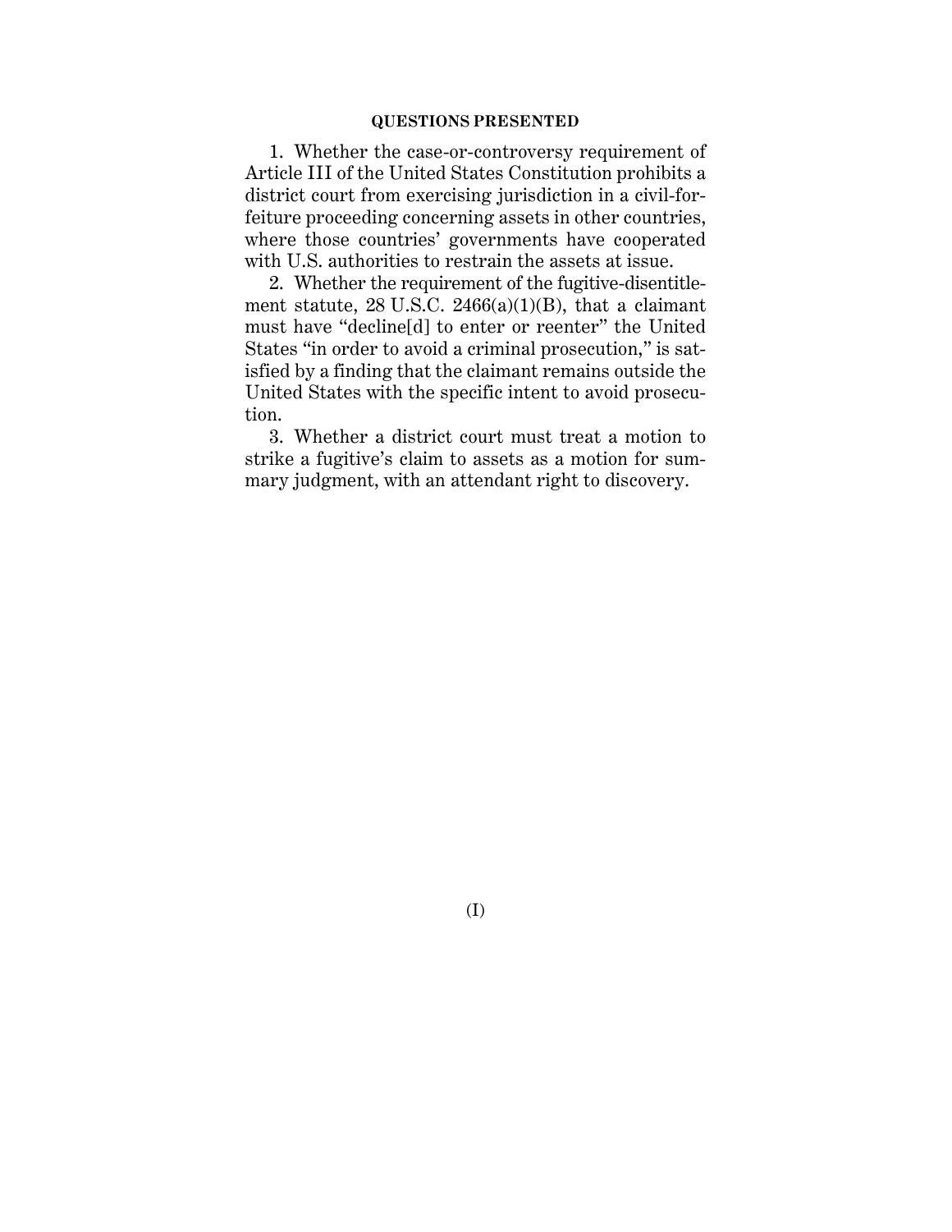## QUESTIONS PRESENTED

1. Whether the case-or-controversy requirement of Article III of the United States Constitution prohibits a district court from exercising jurisdiction in a civil-forfeiture proceeding concerning assets in other countries, where those countries' governments have cooperated with U.S. authorities to restrain the assets at issue.

2. Whether the requirement of the fugitive-disentitlement statute, 28 U.S.C. 2466(a)(1)(B), that a claimant must have "decline[d] to enter or reenter" the United States "in order to avoid a criminal prosecution," is satisfied by a finding that the claimant remains outside the United States with the specific intent to avoid prosecution.

3. Whether a district court must treat a motion to strike a fugitive's claim to assets as a motion for summary judgment, with an attendant right to discovery.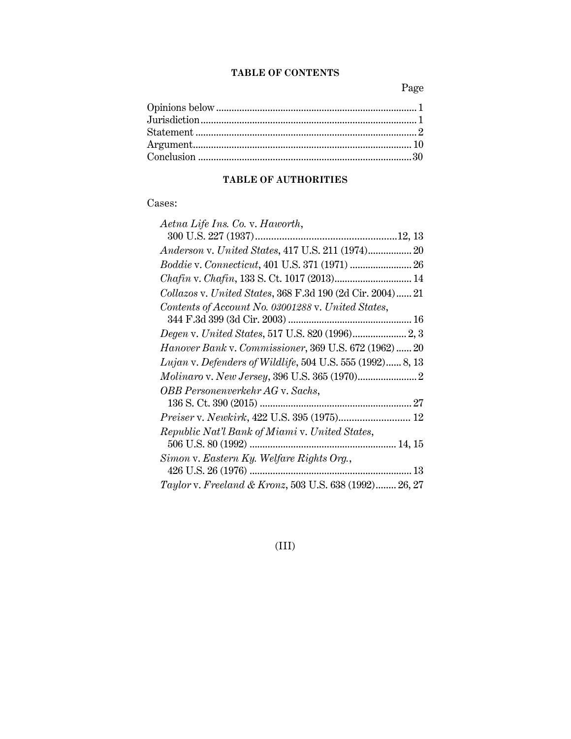**TABLE OF CONTENTS**

| | Page |
|---|---|
| Opinions below | 1 |
| Jurisdiction | 1 |
| Statement | 2 |
| Argument | 10 |
| Conclusion | 30 |

**TABLE OF AUTHORITIES**

Cases:

*Aetna Life Ins. Co.* v. *Haworth*, 300 U.S. 227 (1937) ... 12, 13

*Anderson* v. *United States*, 417 U.S. 211 (1974) ... 20

*Boddie* v. *Connecticut*, 401 U.S. 371 (1971) ... 26

*Chafin* v. *Chafin*, 133 S. Ct. 1017 (2013) ... 14

*Collazos* v. *United States*, 368 F.3d 190 (2d Cir. 2004) ... 21

*Contents of Account No. 03001288* v. *United States*, 344 F.3d 399 (3d Cir. 2003) ... 16

*Degen* v. *United States*, 517 U.S. 820 (1996) ... 2, 3

*Hanover Bank* v. *Commissioner*, 369 U.S. 672 (1962) ... 20

*Lujan* v. *Defenders of Wildlife*, 504 U.S. 555 (1992) ... 8, 13

*Molinaro* v. *New Jersey*, 396 U.S. 365 (1970) ... 2

*OBB Personenverkehr AG* v. *Sachs*, 136 S. Ct. 390 (2015) ... 27

*Preiser* v. *Newkirk*, 422 U.S. 395 (1975) ... 12

*Republic Nat'l Bank of Miami* v. *United States*, 506 U.S. 80 (1992) ... 14, 15

*Simon* v. *Eastern Ky. Welfare Rights Org.*, 426 U.S. 26 (1976) ... 13

*Taylor* v. *Freeland & Kronz*, 503 U.S. 638 (1992) ... 26, 27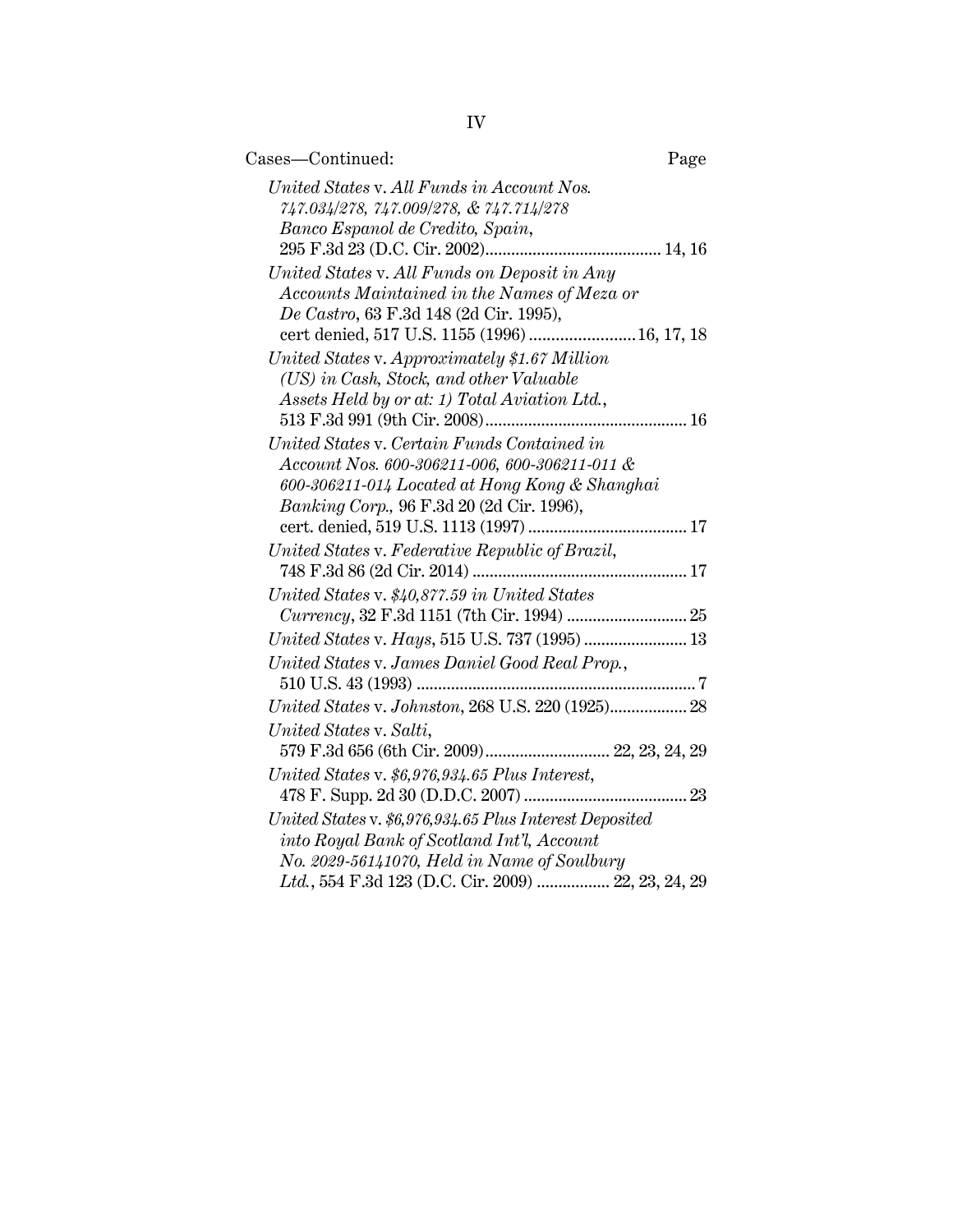Cases—Continued: Page

*United States* v. *All Funds in Account Nos. 747.034/278, 747.009/278, & 747.714/278 Banco Espanol de Credito, Spain*, 295 F.3d 23 (D.C. Cir. 2002) ........ 14, 16

*United States* v. *All Funds on Deposit in Any Accounts Maintained in the Names of Meza or De Castro*, 63 F.3d 148 (2d Cir. 1995), cert denied, 517 U.S. 1155 (1996) ........ 16, 17, 18

*United States* v. *Approximately $1.67 Million (US) in Cash, Stock, and other Valuable Assets Held by or at: 1) Total Aviation Ltd.*, 513 F.3d 991 (9th Cir. 2008) ........ 16

*United States* v. *Certain Funds Contained in Account Nos. 600-306211-006, 600-306211-011 & 600-306211-014 Located at Hong Kong & Shanghai Banking Corp.*, 96 F.3d 20 (2d Cir. 1996), cert. denied, 519 U.S. 1113 (1997) ........ 17

*United States* v. *Federative Republic of Brazil*, 748 F.3d 86 (2d Cir. 2014) ........ 17

*United States* v. *$40,877.59 in United States Currency*, 32 F.3d 1151 (7th Cir. 1994) ........ 25

*United States* v. *Hays*, 515 U.S. 737 (1995) ........ 13

*United States* v. *James Daniel Good Real Prop.*, 510 U.S. 43 (1993) ........ 7

*United States* v. *Johnston*, 268 U.S. 220 (1925) ........ 28

*United States* v. *Salti*, 579 F.3d 656 (6th Cir. 2009) ........ 22, 23, 24, 29

*United States* v. *$6,976,934.65 Plus Interest*, 478 F. Supp. 2d 30 (D.D.C. 2007) ........ 23

*United States* v. *$6,976,934.65 Plus Interest Deposited into Royal Bank of Scotland Int'l, Account No. 2029-56141070, Held in Name of Soulbury Ltd.*, 554 F.3d 123 (D.C. Cir. 2009) ........ 22, 23, 24, 29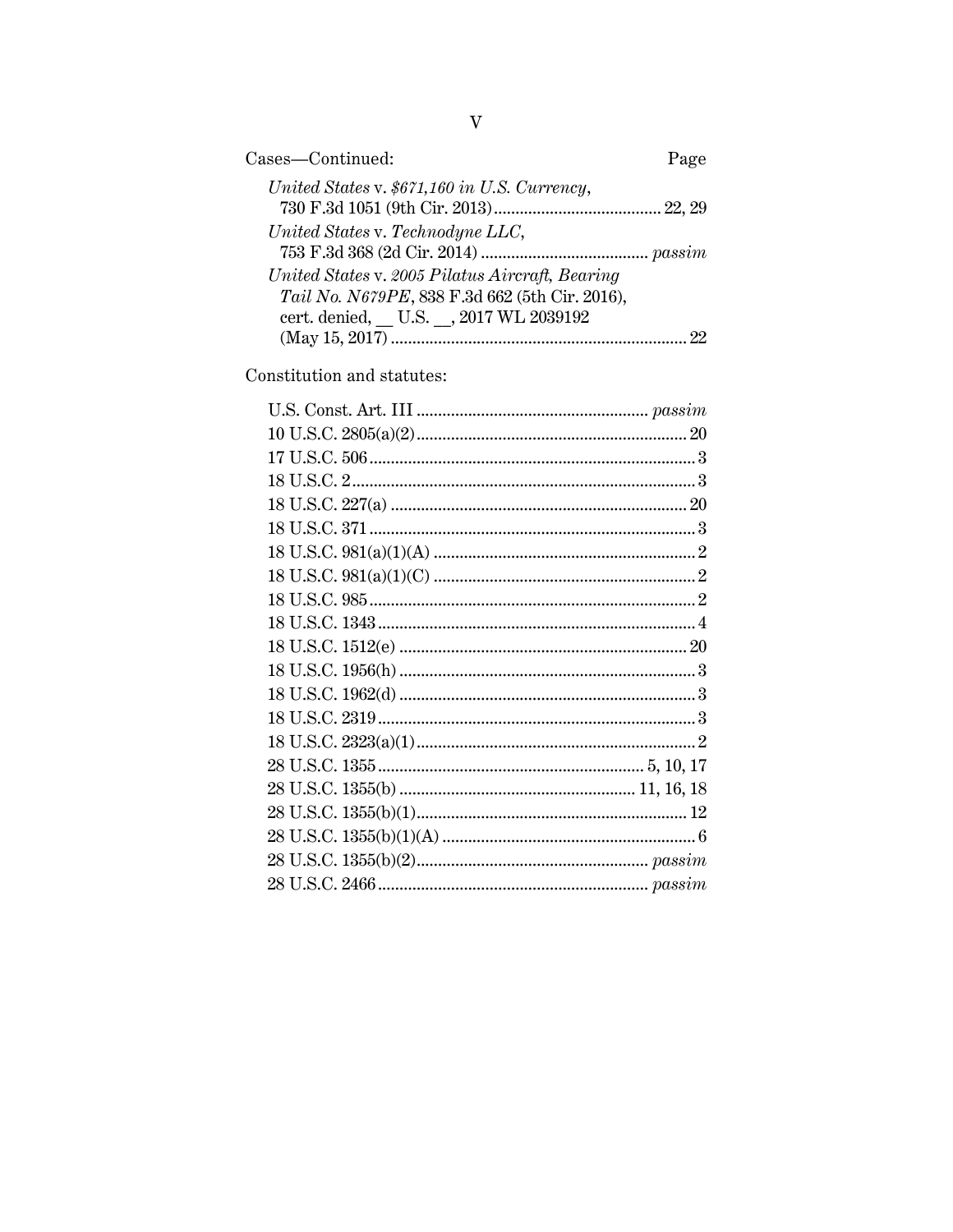Cases—Continued: Page

*United States* v. *$671,160 in U.S. Currency*, 730 F.3d 1051 (9th Cir. 2013) ....................................... 22, 29

*United States* v. *Technodyne LLC*, 753 F.3d 368 (2d Cir. 2014) ....................................... *passim*

*United States* v. *2005 Pilatus Aircraft, Bearing Tail No. N679PE*, 838 F.3d 662 (5th Cir. 2016), cert. denied, __ U.S. __, 2017 WL 2039192 (May 15, 2017) ..................................................................... 22

Constitution and statutes:

U.S. Const. Art. III ...................................................... *passim*

10 U.S.C. 2805(a)(2) ............................................................... 20

17 U.S.C. 506 ............................................................................ 3

18 U.S.C. 2 ................................................................................ 3

18 U.S.C. 227(a) ..................................................................... 20

18 U.S.C. 371 ............................................................................ 3

18 U.S.C. 981(a)(1)(A) ............................................................. 2

18 U.S.C. 981(a)(1)(C) ............................................................. 2

18 U.S.C. 985 ............................................................................ 2

18 U.S.C. 1343 .......................................................................... 4

18 U.S.C. 1512(e) ................................................................... 20

18 U.S.C. 1956(h) ..................................................................... 3

18 U.S.C. 1962(d) ..................................................................... 3

18 U.S.C. 2319 .......................................................................... 3

18 U.S.C. 2323(a)(1) ................................................................. 2

28 U.S.C. 1355 .............................................................. 5, 10, 17

28 U.S.C. 1355(b) ....................................................... 11, 16, 18

28 U.S.C. 1355(b)(1) ............................................................... 12

28 U.S.C. 1355(b)(1)(A) ........................................................... 6

28 U.S.C. 1355(b)(2) ..................................................... *passim*

28 U.S.C. 2466 .............................................................. *passim*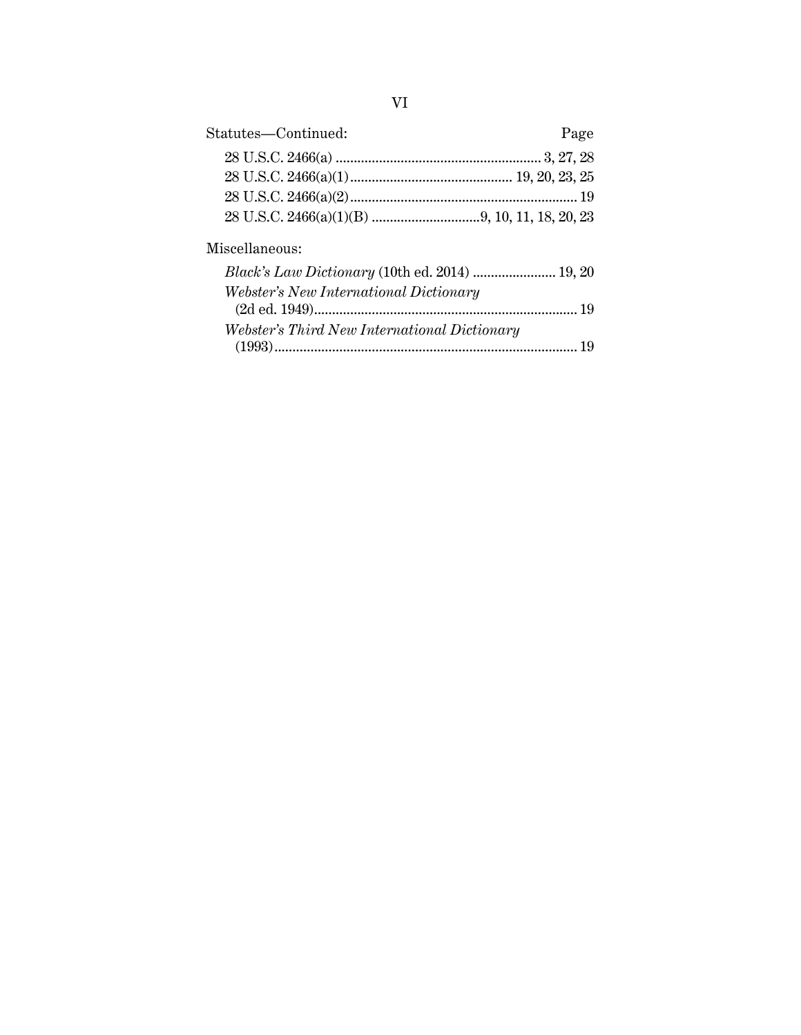Statutes—Continued: Page

28 U.S.C. 2466(a) ........................................................ 3, 27, 28

28 U.S.C. 2466(a)(1)............................................ 19, 20, 23, 25

28 U.S.C. 2466(a)(2).............................................................. 19

28 U.S.C. 2466(a)(1)(B) .............................9, 10, 11, 18, 20, 23

Miscellaneous:

*Black's Law Dictionary* (10th ed. 2014) ...................... 19, 20

*Webster's New International Dictionary* (2d ed. 1949)........................................................................ 19

*Webster's Third New International Dictionary* (1993)................................................................................... 19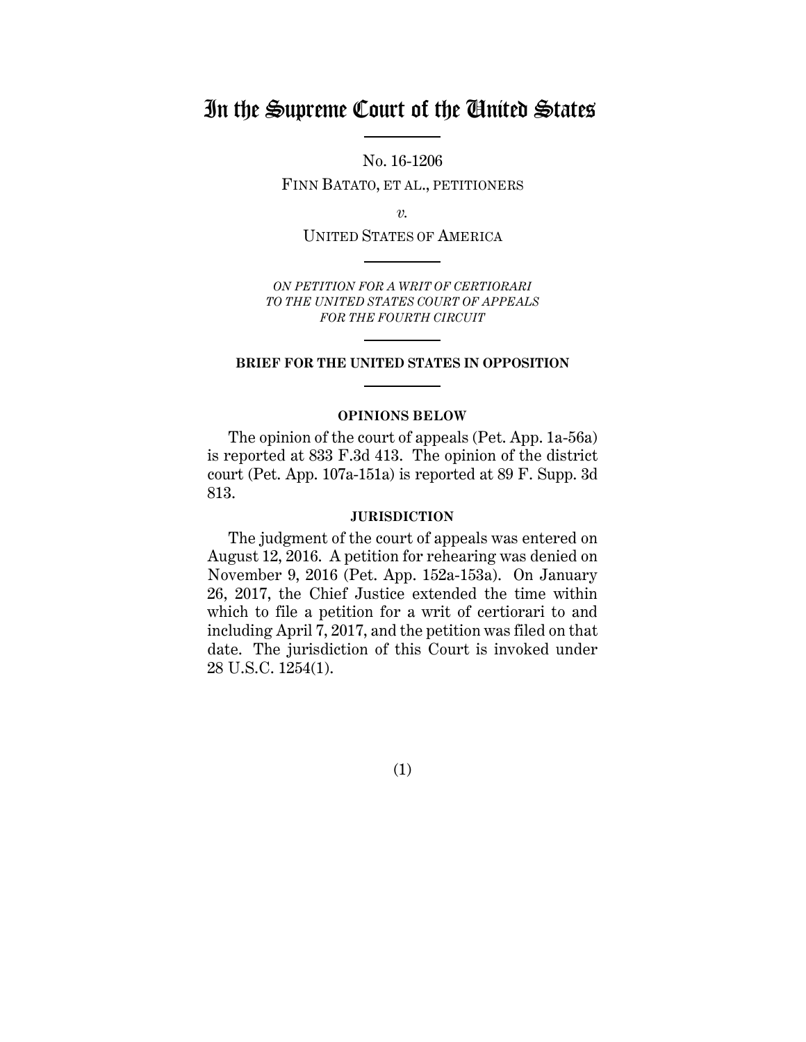# In the Supreme Court of the United States

No. 16-1206

FINN BATATO, ET AL., PETITIONERS

*v.*

UNITED STATES OF AMERICA

*ON PETITION FOR A WRIT OF CERTIORARI TO THE UNITED STATES COURT OF APPEALS FOR THE FOURTH CIRCUIT*

**BRIEF FOR THE UNITED STATES IN OPPOSITION**

**OPINIONS BELOW**

The opinion of the court of appeals (Pet. App. 1a-56a) is reported at 833 F.3d 413. The opinion of the district court (Pet. App. 107a-151a) is reported at 89 F. Supp. 3d 813.

**JURISDICTION**

The judgment of the court of appeals was entered on August 12, 2016. A petition for rehearing was denied on November 9, 2016 (Pet. App. 152a-153a). On January 26, 2017, the Chief Justice extended the time within which to file a petition for a writ of certiorari to and including April 7, 2017, and the petition was filed on that date. The jurisdiction of this Court is invoked under 28 U.S.C. 1254(1).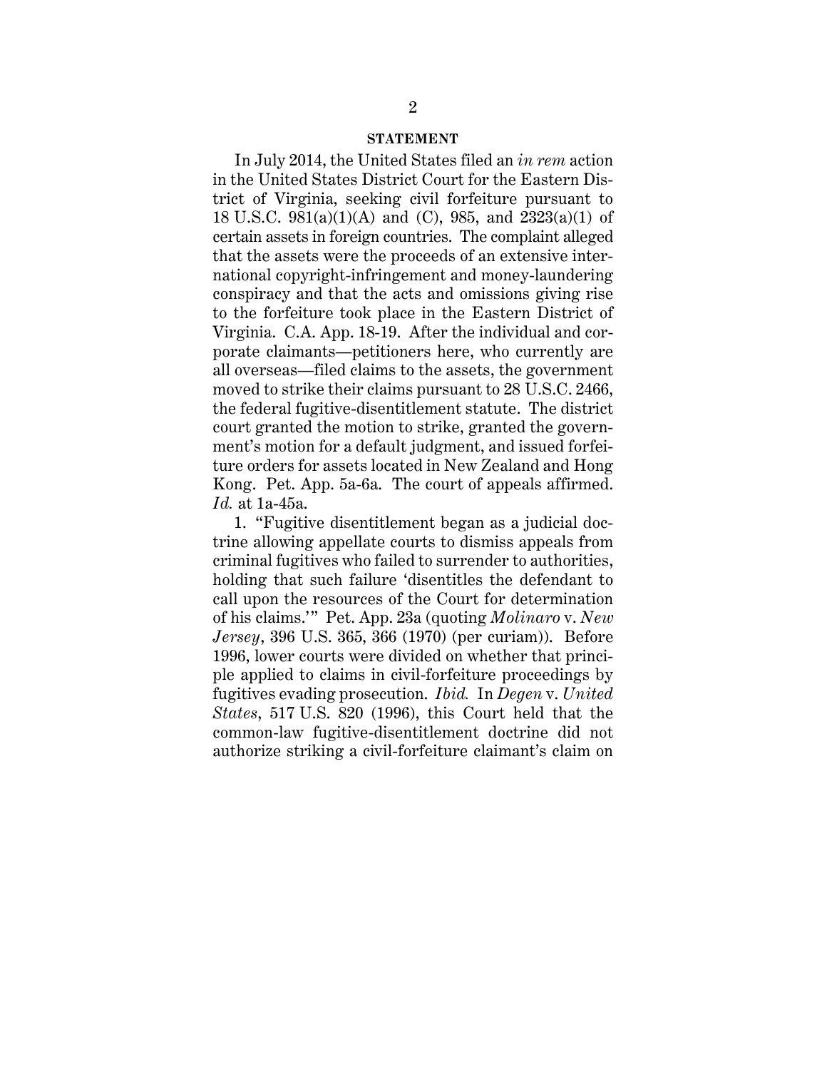## STATEMENT

In July 2014, the United States filed an *in rem* action in the United States District Court for the Eastern District of Virginia, seeking civil forfeiture pursuant to 18 U.S.C. 981(a)(1)(A) and (C), 985, and 2323(a)(1) of certain assets in foreign countries. The complaint alleged that the assets were the proceeds of an extensive international copyright-infringement and money-laundering conspiracy and that the acts and omissions giving rise to the forfeiture took place in the Eastern District of Virginia. C.A. App. 18-19. After the individual and corporate claimants—petitioners here, who currently are all overseas—filed claims to the assets, the government moved to strike their claims pursuant to 28 U.S.C. 2466, the federal fugitive-disentitlement statute. The district court granted the motion to strike, granted the government's motion for a default judgment, and issued forfeiture orders for assets located in New Zealand and Hong Kong. Pet. App. 5a-6a. The court of appeals affirmed. *Id.* at 1a-45a.

1. "Fugitive disentitlement began as a judicial doctrine allowing appellate courts to dismiss appeals from criminal fugitives who failed to surrender to authorities, holding that such failure 'disentitles the defendant to call upon the resources of the Court for determination of his claims.'" Pet. App. 23a (quoting *Molinaro* v. *New Jersey*, 396 U.S. 365, 366 (1970) (per curiam)). Before 1996, lower courts were divided on whether that principle applied to claims in civil-forfeiture proceedings by fugitives evading prosecution. *Ibid.* In *Degen* v. *United States*, 517 U.S. 820 (1996), this Court held that the common-law fugitive-disentitlement doctrine did not authorize striking a civil-forfeiture claimant's claim on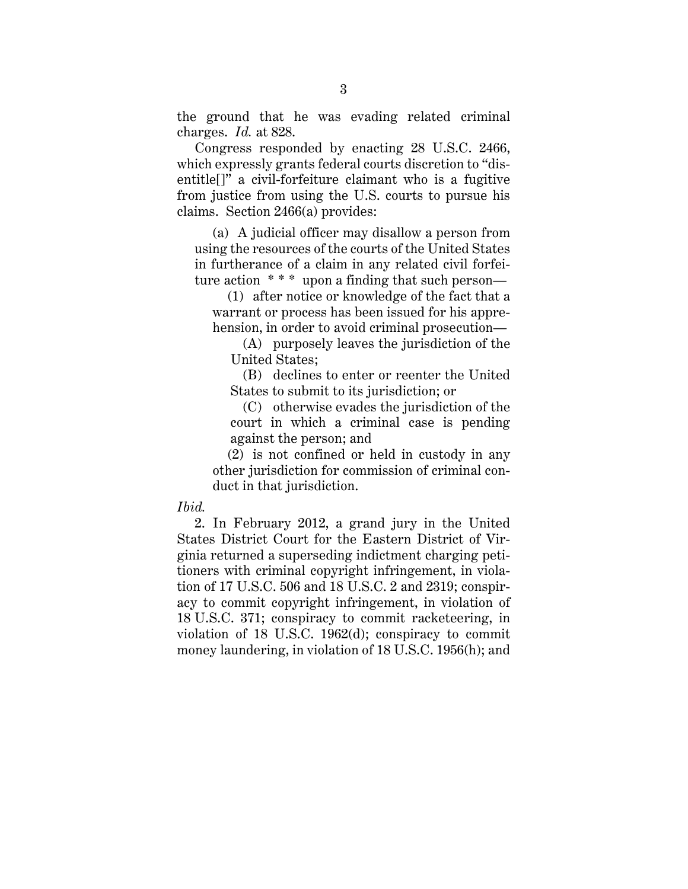the ground that he was evading related criminal charges. *Id.* at 828.

Congress responded by enacting 28 U.S.C. 2466, which expressly grants federal courts discretion to "disentitle[]" a civil-forfeiture claimant who is a fugitive from justice from using the U.S. courts to pursue his claims. Section 2466(a) provides:

> (a) A judicial officer may disallow a person from using the resources of the courts of the United States in furtherance of a claim in any related civil forfeiture action * * * upon a finding that such person—
>
> (1) after notice or knowledge of the fact that a warrant or process has been issued for his apprehension, in order to avoid criminal prosecution—
>
> (A) purposely leaves the jurisdiction of the United States;
>
> (B) declines to enter or reenter the United States to submit to its jurisdiction; or
>
> (C) otherwise evades the jurisdiction of the court in which a criminal case is pending against the person; and
>
> (2) is not confined or held in custody in any other jurisdiction for commission of criminal conduct in that jurisdiction.

*Ibid.*

2. In February 2012, a grand jury in the United States District Court for the Eastern District of Virginia returned a superseding indictment charging petitioners with criminal copyright infringement, in violation of 17 U.S.C. 506 and 18 U.S.C. 2 and 2319; conspiracy to commit copyright infringement, in violation of 18 U.S.C. 371; conspiracy to commit racketeering, in violation of 18 U.S.C. 1962(d); conspiracy to commit money laundering, in violation of 18 U.S.C. 1956(h); and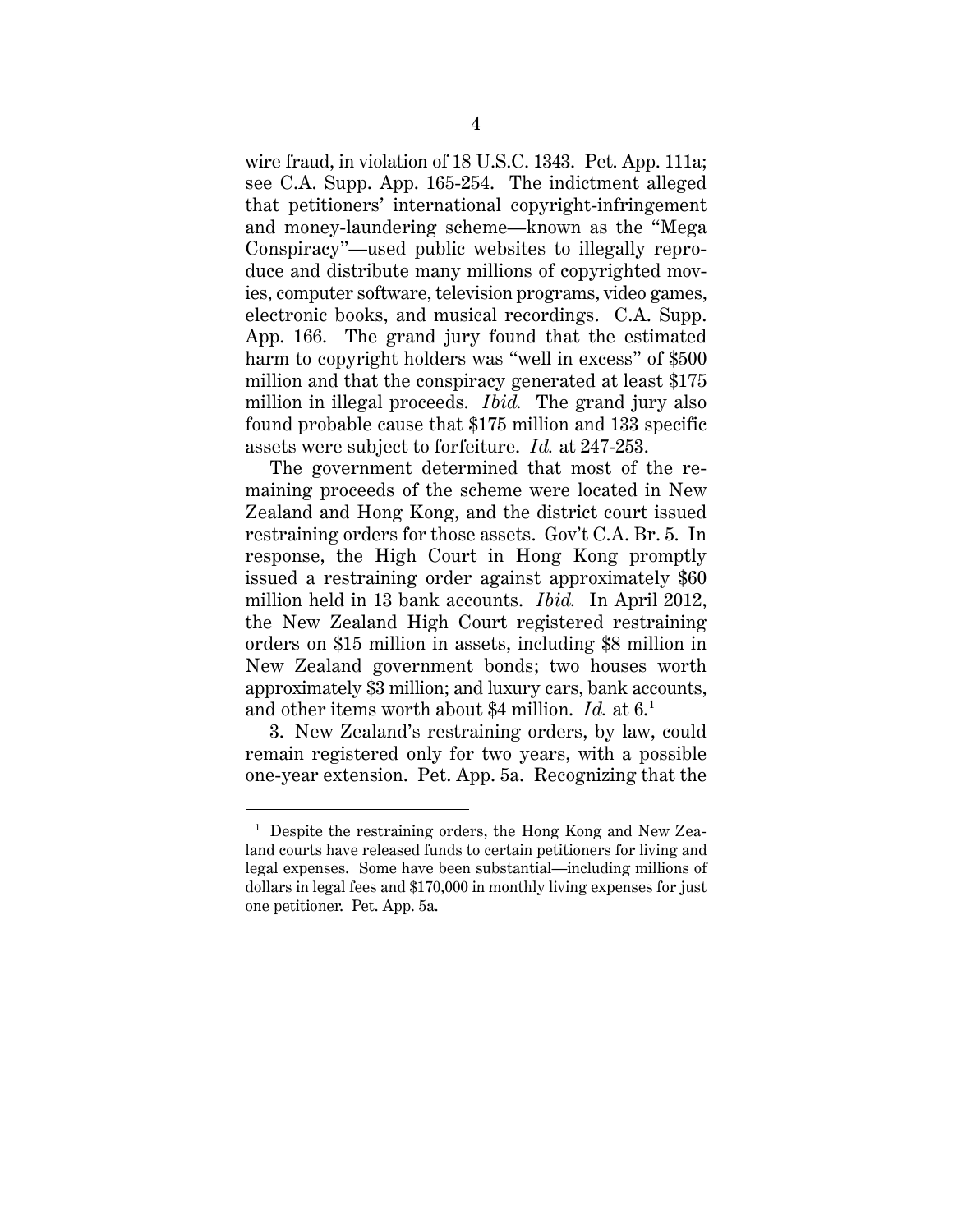wire fraud, in violation of 18 U.S.C. 1343. Pet. App. 111a; see C.A. Supp. App. 165-254. The indictment alleged that petitioners' international copyright-infringement and money-laundering scheme—known as the "Mega Conspiracy"—used public websites to illegally reproduce and distribute many millions of copyrighted movies, computer software, television programs, video games, electronic books, and musical recordings. C.A. Supp. App. 166. The grand jury found that the estimated harm to copyright holders was "well in excess" of $500 million and that the conspiracy generated at least $175 million in illegal proceeds. *Ibid.* The grand jury also found probable cause that $175 million and 133 specific assets were subject to forfeiture. *Id.* at 247-253.

The government determined that most of the remaining proceeds of the scheme were located in New Zealand and Hong Kong, and the district court issued restraining orders for those assets. Gov't C.A. Br. 5. In response, the High Court in Hong Kong promptly issued a restraining order against approximately $60 million held in 13 bank accounts. *Ibid.* In April 2012, the New Zealand High Court registered restraining orders on $15 million in assets, including $8 million in New Zealand government bonds; two houses worth approximately $3 million; and luxury cars, bank accounts, and other items worth about $4 million. *Id.* at 6.[1]

3. New Zealand's restraining orders, by law, could remain registered only for two years, with a possible one-year extension. Pet. App. 5a. Recognizing that the

---

[1] Despite the restraining orders, the Hong Kong and New Zealand courts have released funds to certain petitioners for living and legal expenses. Some have been substantial—including millions of dollars in legal fees and $170,000 in monthly living expenses for just one petitioner. Pet. App. 5a.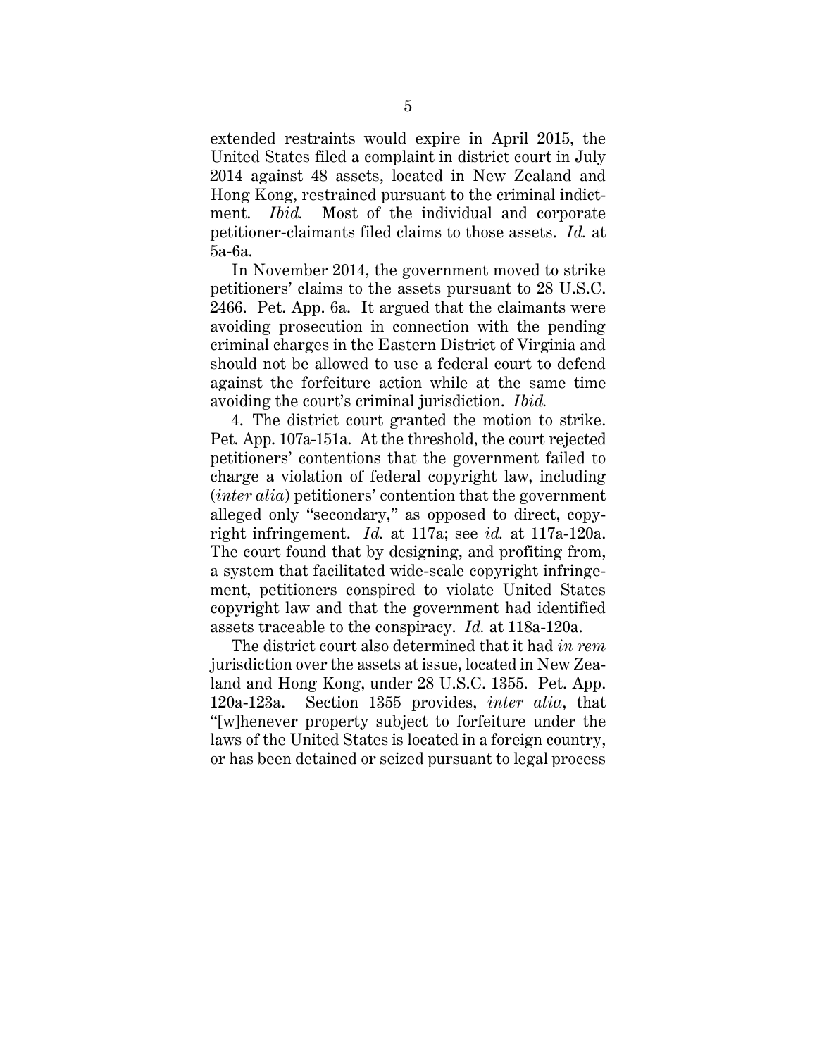extended restraints would expire in April 2015, the United States filed a complaint in district court in July 2014 against 48 assets, located in New Zealand and Hong Kong, restrained pursuant to the criminal indictment. *Ibid.* Most of the individual and corporate petitioner-claimants filed claims to those assets. *Id.* at 5a-6a.

In November 2014, the government moved to strike petitioners' claims to the assets pursuant to 28 U.S.C. 2466. Pet. App. 6a. It argued that the claimants were avoiding prosecution in connection with the pending criminal charges in the Eastern District of Virginia and should not be allowed to use a federal court to defend against the forfeiture action while at the same time avoiding the court's criminal jurisdiction. *Ibid.*

4. The district court granted the motion to strike. Pet. App. 107a-151a. At the threshold, the court rejected petitioners' contentions that the government failed to charge a violation of federal copyright law, including (*inter alia*) petitioners' contention that the government alleged only "secondary," as opposed to direct, copyright infringement. *Id.* at 117a; see *id.* at 117a-120a. The court found that by designing, and profiting from, a system that facilitated wide-scale copyright infringement, petitioners conspired to violate United States copyright law and that the government had identified assets traceable to the conspiracy. *Id.* at 118a-120a.

The district court also determined that it had *in rem* jurisdiction over the assets at issue, located in New Zealand and Hong Kong, under 28 U.S.C. 1355. Pet. App. 120a-123a. Section 1355 provides, *inter alia*, that "[w]henever property subject to forfeiture under the laws of the United States is located in a foreign country, or has been detained or seized pursuant to legal process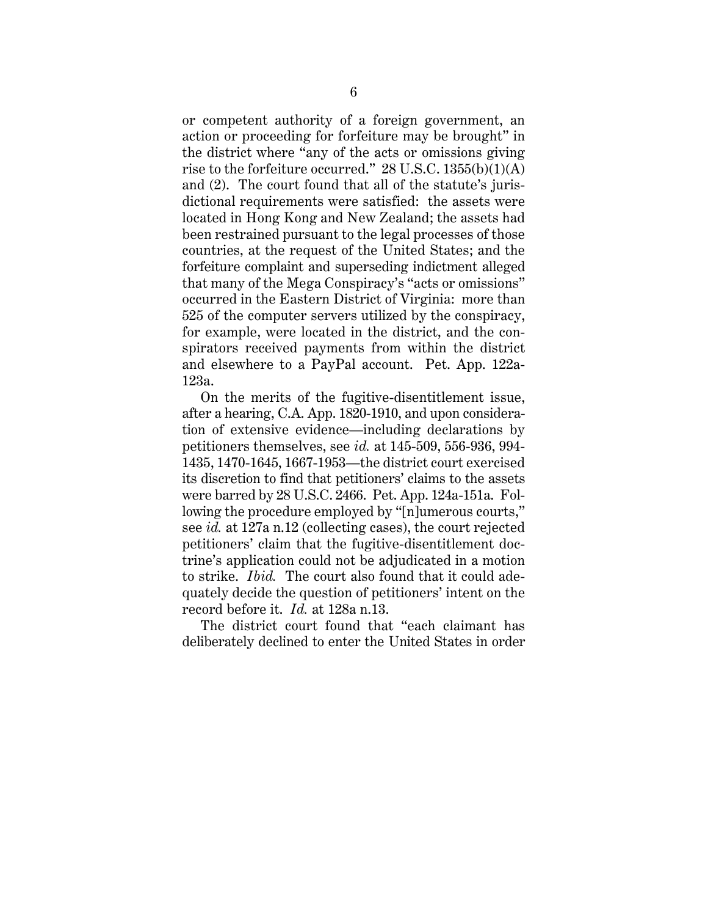or competent authority of a foreign government, an action or proceeding for forfeiture may be brought" in the district where "any of the acts or omissions giving rise to the forfeiture occurred." 28 U.S.C. 1355(b)(1)(A) and (2). The court found that all of the statute's jurisdictional requirements were satisfied: the assets were located in Hong Kong and New Zealand; the assets had been restrained pursuant to the legal processes of those countries, at the request of the United States; and the forfeiture complaint and superseding indictment alleged that many of the Mega Conspiracy's "acts or omissions" occurred in the Eastern District of Virginia: more than 525 of the computer servers utilized by the conspiracy, for example, were located in the district, and the conspirators received payments from within the district and elsewhere to a PayPal account. Pet. App. 122a-123a.

On the merits of the fugitive-disentitlement issue, after a hearing, C.A. App. 1820-1910, and upon consideration of extensive evidence—including declarations by petitioners themselves, see *id.* at 145-509, 556-936, 994-1435, 1470-1645, 1667-1953—the district court exercised its discretion to find that petitioners' claims to the assets were barred by 28 U.S.C. 2466. Pet. App. 124a-151a. Following the procedure employed by "[n]umerous courts," see *id.* at 127a n.12 (collecting cases), the court rejected petitioners' claim that the fugitive-disentitlement doctrine's application could not be adjudicated in a motion to strike. *Ibid.* The court also found that it could adequately decide the question of petitioners' intent on the record before it. *Id.* at 128a n.13.

The district court found that "each claimant has deliberately declined to enter the United States in order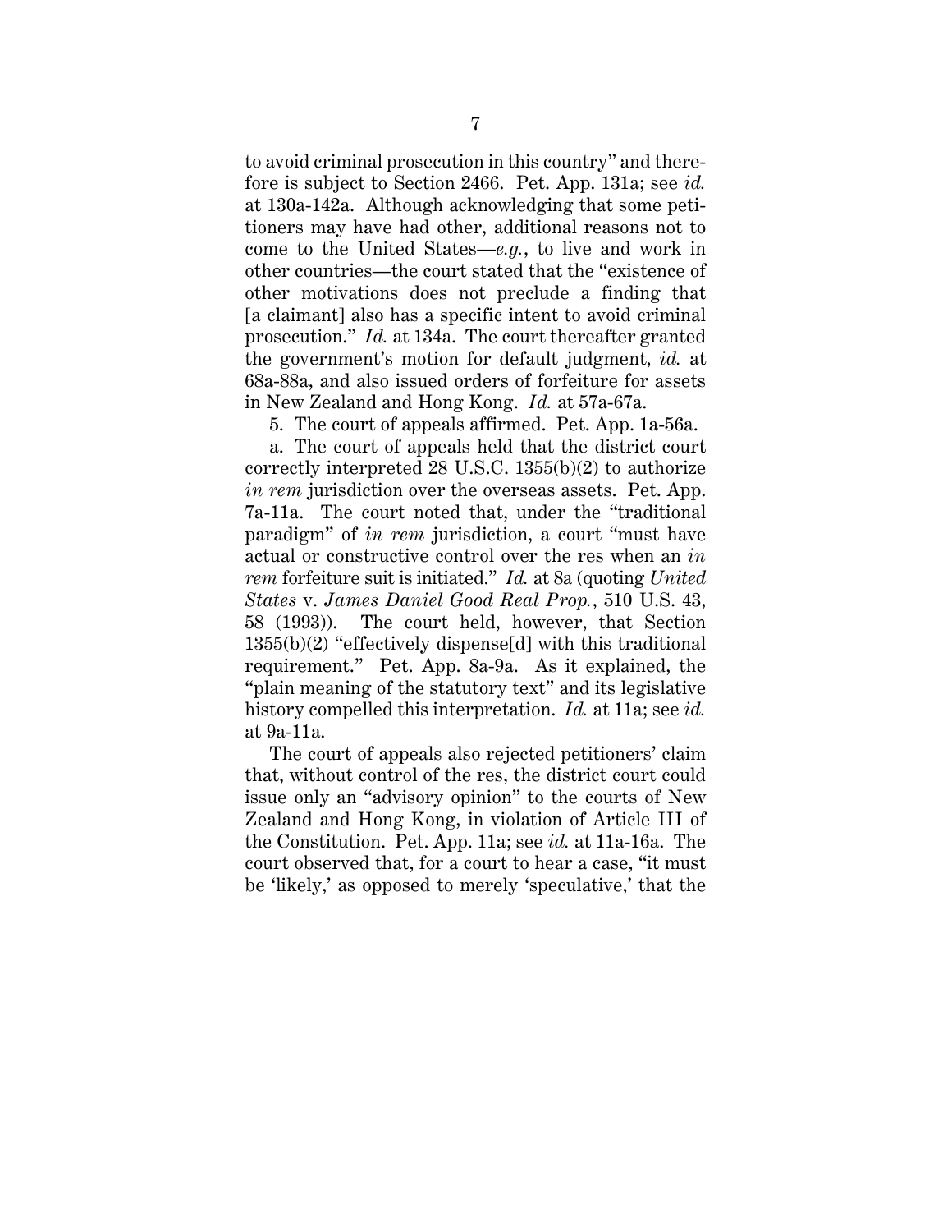to avoid criminal prosecution in this country" and therefore is subject to Section 2466. Pet. App. 131a; see *id.* at 130a-142a. Although acknowledging that some petitioners may have had other, additional reasons not to come to the United States—*e.g.*, to live and work in other countries—the court stated that the "existence of other motivations does not preclude a finding that [a claimant] also has a specific intent to avoid criminal prosecution." *Id.* at 134a. The court thereafter granted the government's motion for default judgment, *id.* at 68a-88a, and also issued orders of forfeiture for assets in New Zealand and Hong Kong. *Id.* at 57a-67a.

5. The court of appeals affirmed. Pet. App. 1a-56a.

a. The court of appeals held that the district court correctly interpreted 28 U.S.C. 1355(b)(2) to authorize *in rem* jurisdiction over the overseas assets. Pet. App. 7a-11a. The court noted that, under the "traditional paradigm" of *in rem* jurisdiction, a court "must have actual or constructive control over the res when an *in rem* forfeiture suit is initiated." *Id.* at 8a (quoting *United States* v. *James Daniel Good Real Prop.*, 510 U.S. 43, 58 (1993)). The court held, however, that Section 1355(b)(2) "effectively dispense[d] with this traditional requirement." Pet. App. 8a-9a. As it explained, the "plain meaning of the statutory text" and its legislative history compelled this interpretation. *Id.* at 11a; see *id.* at 9a-11a.

The court of appeals also rejected petitioners' claim that, without control of the res, the district court could issue only an "advisory opinion" to the courts of New Zealand and Hong Kong, in violation of Article III of the Constitution. Pet. App. 11a; see *id.* at 11a-16a. The court observed that, for a court to hear a case, "it must be 'likely,' as opposed to merely 'speculative,' that the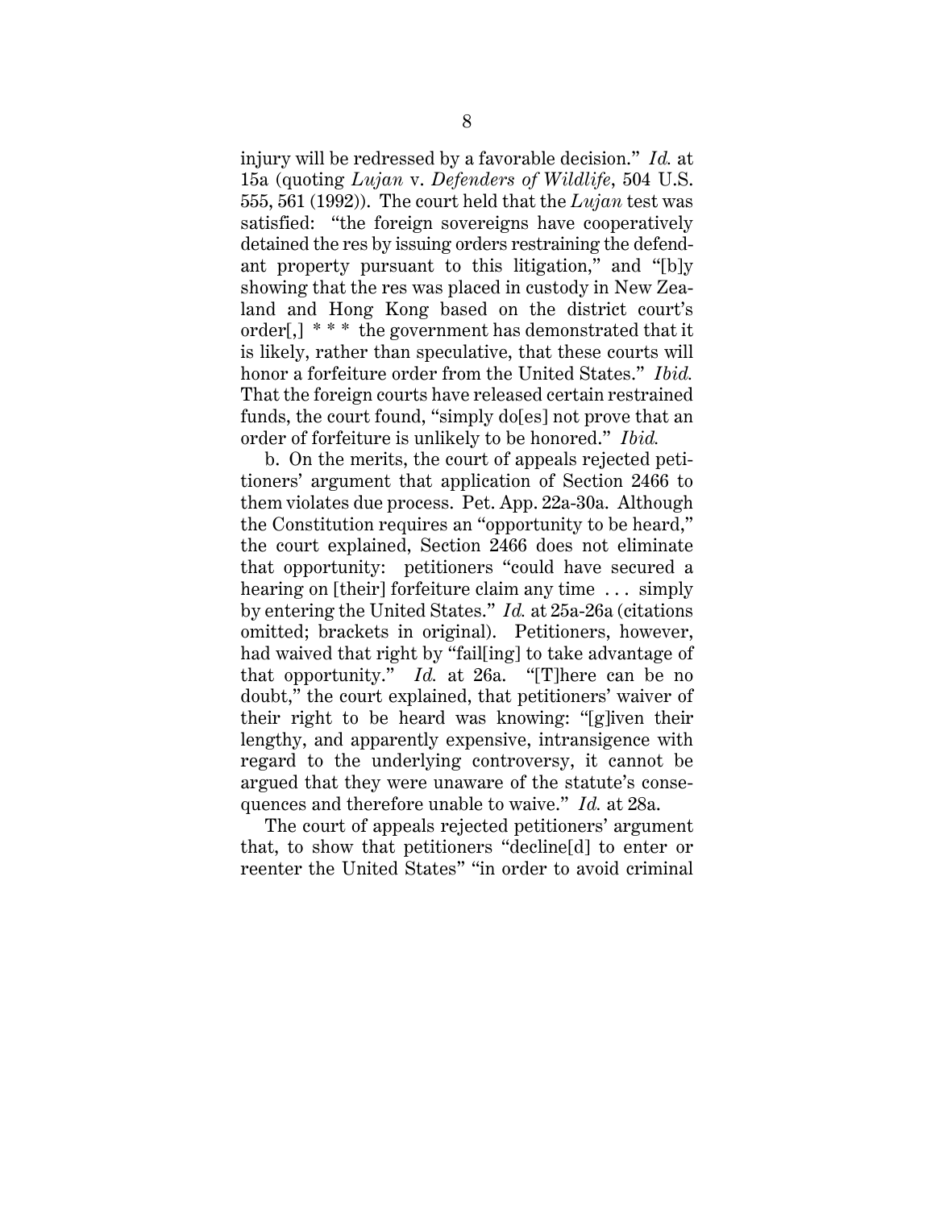injury will be redressed by a favorable decision." *Id.* at 15a (quoting *Lujan* v. *Defenders of Wildlife*, 504 U.S. 555, 561 (1992)). The court held that the *Lujan* test was satisfied: "the foreign sovereigns have cooperatively detained the res by issuing orders restraining the defendant property pursuant to this litigation," and "[b]y showing that the res was placed in custody in New Zealand and Hong Kong based on the district court's order[,] * * * the government has demonstrated that it is likely, rather than speculative, that these courts will honor a forfeiture order from the United States." *Ibid.* That the foreign courts have released certain restrained funds, the court found, "simply do[es] not prove that an order of forfeiture is unlikely to be honored." *Ibid.*

b. On the merits, the court of appeals rejected petitioners' argument that application of Section 2466 to them violates due process. Pet. App. 22a-30a. Although the Constitution requires an "opportunity to be heard," the court explained, Section 2466 does not eliminate that opportunity: petitioners "could have secured a hearing on [their] forfeiture claim any time . . . simply by entering the United States." *Id.* at 25a-26a (citations omitted; brackets in original). Petitioners, however, had waived that right by "fail[ing] to take advantage of that opportunity." *Id.* at 26a. "[T]here can be no doubt," the court explained, that petitioners' waiver of their right to be heard was knowing: "[g]iven their lengthy, and apparently expensive, intransigence with regard to the underlying controversy, it cannot be argued that they were unaware of the statute's consequences and therefore unable to waive." *Id.* at 28a.

The court of appeals rejected petitioners' argument that, to show that petitioners "decline[d] to enter or reenter the United States" "in order to avoid criminal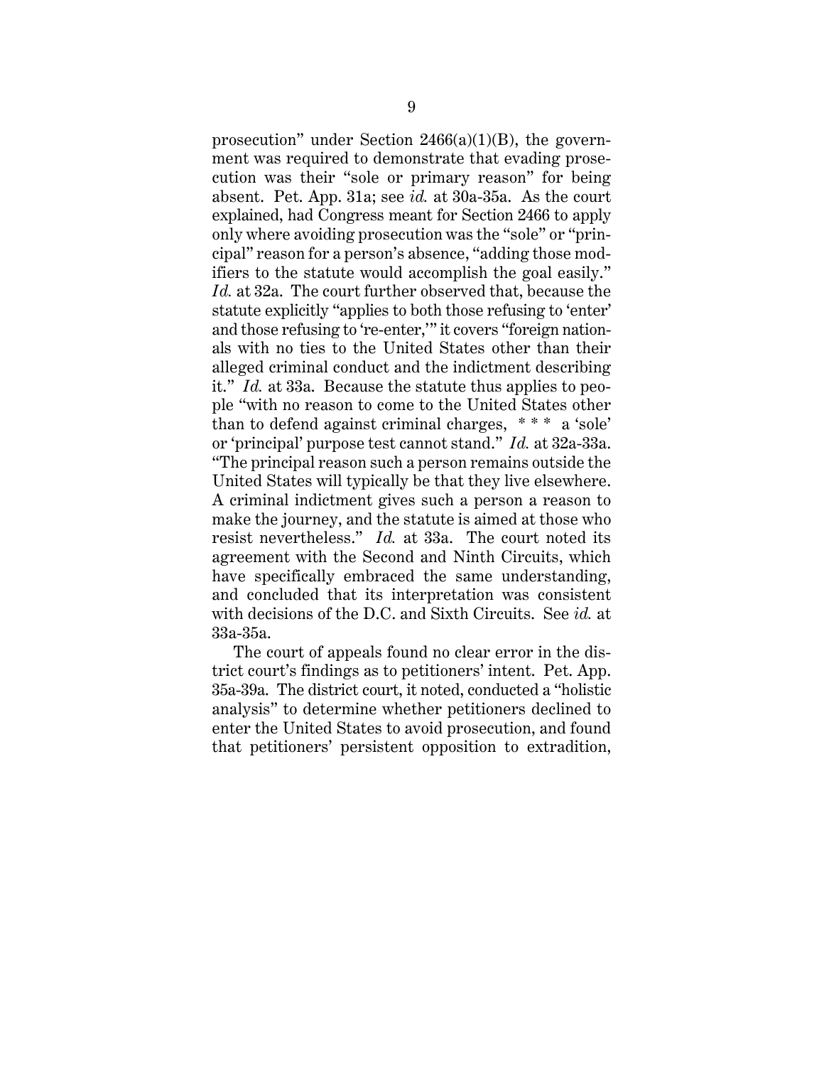prosecution" under Section 2466(a)(1)(B), the government was required to demonstrate that evading prosecution was their "sole or primary reason" for being absent. Pet. App. 31a; see *id.* at 30a-35a. As the court explained, had Congress meant for Section 2466 to apply only where avoiding prosecution was the "sole" or "principal" reason for a person's absence, "adding those modifiers to the statute would accomplish the goal easily." *Id.* at 32a. The court further observed that, because the statute explicitly "applies to both those refusing to 'enter' and those refusing to 're-enter,'" it covers "foreign nationals with no ties to the United States other than their alleged criminal conduct and the indictment describing it." *Id.* at 33a. Because the statute thus applies to people "with no reason to come to the United States other than to defend against criminal charges, * * * a 'sole' or 'principal' purpose test cannot stand." *Id.* at 32a-33a. "The principal reason such a person remains outside the United States will typically be that they live elsewhere. A criminal indictment gives such a person a reason to make the journey, and the statute is aimed at those who resist nevertheless." *Id.* at 33a. The court noted its agreement with the Second and Ninth Circuits, which have specifically embraced the same understanding, and concluded that its interpretation was consistent with decisions of the D.C. and Sixth Circuits. See *id.* at 33a-35a.

The court of appeals found no clear error in the district court's findings as to petitioners' intent. Pet. App. 35a-39a. The district court, it noted, conducted a "holistic analysis" to determine whether petitioners declined to enter the United States to avoid prosecution, and found that petitioners' persistent opposition to extradition,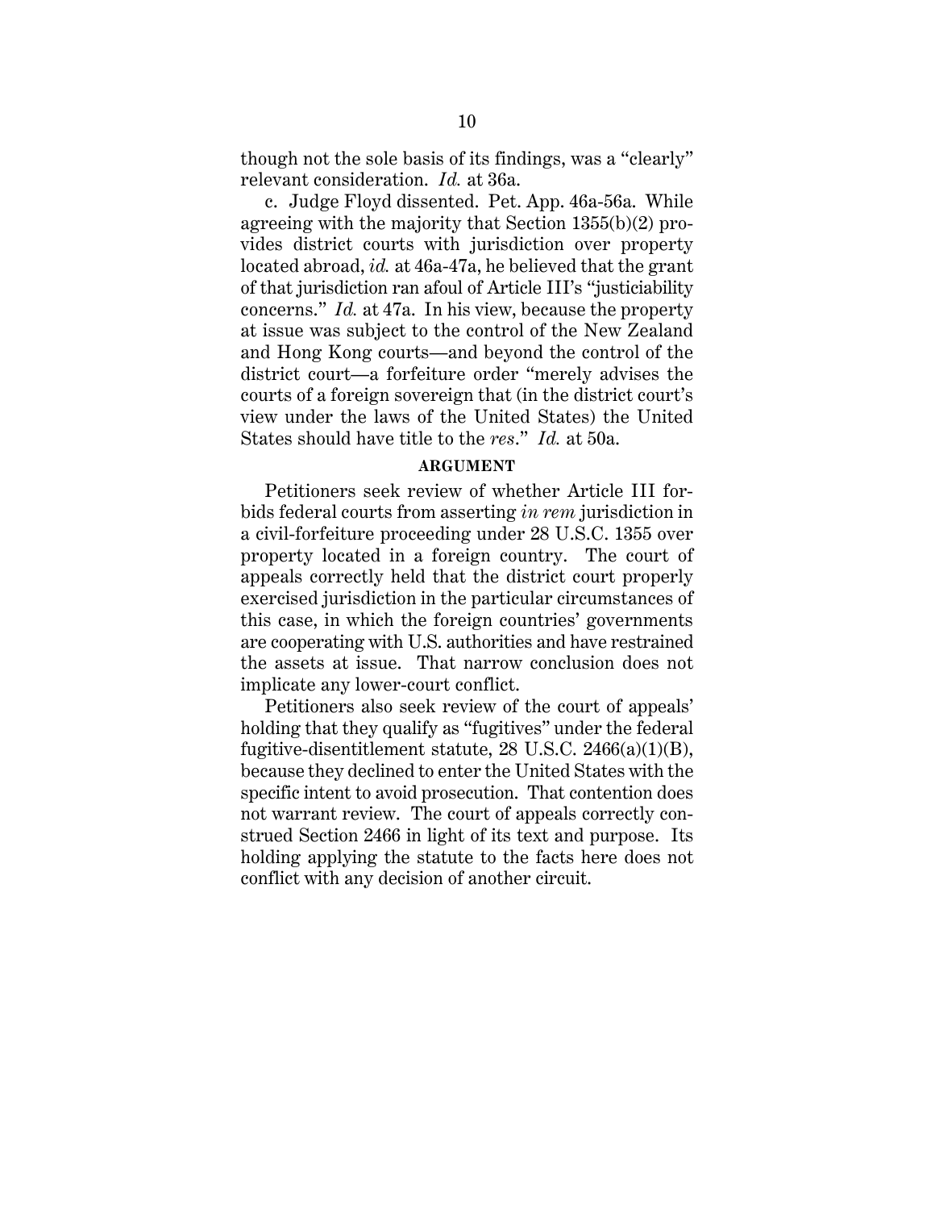though not the sole basis of its findings, was a "clearly" relevant consideration. *Id.* at 36a.

c. Judge Floyd dissented. Pet. App. 46a-56a. While agreeing with the majority that Section 1355(b)(2) provides district courts with jurisdiction over property located abroad, *id.* at 46a-47a, he believed that the grant of that jurisdiction ran afoul of Article III's "justiciability concerns." *Id.* at 47a. In his view, because the property at issue was subject to the control of the New Zealand and Hong Kong courts—and beyond the control of the district court—a forfeiture order "merely advises the courts of a foreign sovereign that (in the district court's view under the laws of the United States) the United States should have title to the *res*." *Id.* at 50a.

## ARGUMENT

Petitioners seek review of whether Article III forbids federal courts from asserting *in rem* jurisdiction in a civil-forfeiture proceeding under 28 U.S.C. 1355 over property located in a foreign country. The court of appeals correctly held that the district court properly exercised jurisdiction in the particular circumstances of this case, in which the foreign countries' governments are cooperating with U.S. authorities and have restrained the assets at issue. That narrow conclusion does not implicate any lower-court conflict.

Petitioners also seek review of the court of appeals' holding that they qualify as "fugitives" under the federal fugitive-disentitlement statute, 28 U.S.C. 2466(a)(1)(B), because they declined to enter the United States with the specific intent to avoid prosecution. That contention does not warrant review. The court of appeals correctly construed Section 2466 in light of its text and purpose. Its holding applying the statute to the facts here does not conflict with any decision of another circuit.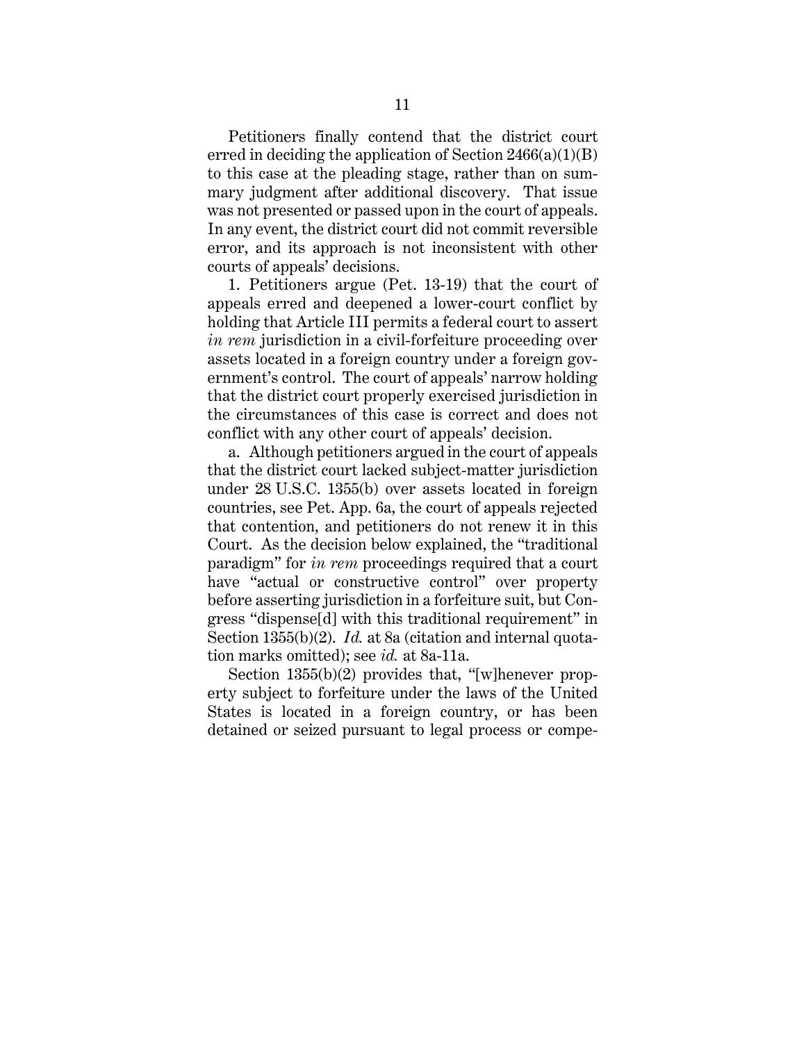Petitioners finally contend that the district court erred in deciding the application of Section 2466(a)(1)(B) to this case at the pleading stage, rather than on summary judgment after additional discovery. That issue was not presented or passed upon in the court of appeals. In any event, the district court did not commit reversible error, and its approach is not inconsistent with other courts of appeals' decisions.

1. Petitioners argue (Pet. 13-19) that the court of appeals erred and deepened a lower-court conflict by holding that Article III permits a federal court to assert *in rem* jurisdiction in a civil-forfeiture proceeding over assets located in a foreign country under a foreign government's control. The court of appeals' narrow holding that the district court properly exercised jurisdiction in the circumstances of this case is correct and does not conflict with any other court of appeals' decision.

a. Although petitioners argued in the court of appeals that the district court lacked subject-matter jurisdiction under 28 U.S.C. 1355(b) over assets located in foreign countries, see Pet. App. 6a, the court of appeals rejected that contention, and petitioners do not renew it in this Court. As the decision below explained, the "traditional paradigm" for *in rem* proceedings required that a court have "actual or constructive control" over property before asserting jurisdiction in a forfeiture suit, but Congress "dispense[d] with this traditional requirement" in Section 1355(b)(2). *Id.* at 8a (citation and internal quotation marks omitted); see *id.* at 8a-11a.

Section 1355(b)(2) provides that, "[w]henever property subject to forfeiture under the laws of the United States is located in a foreign country, or has been detained or seized pursuant to legal process or compe-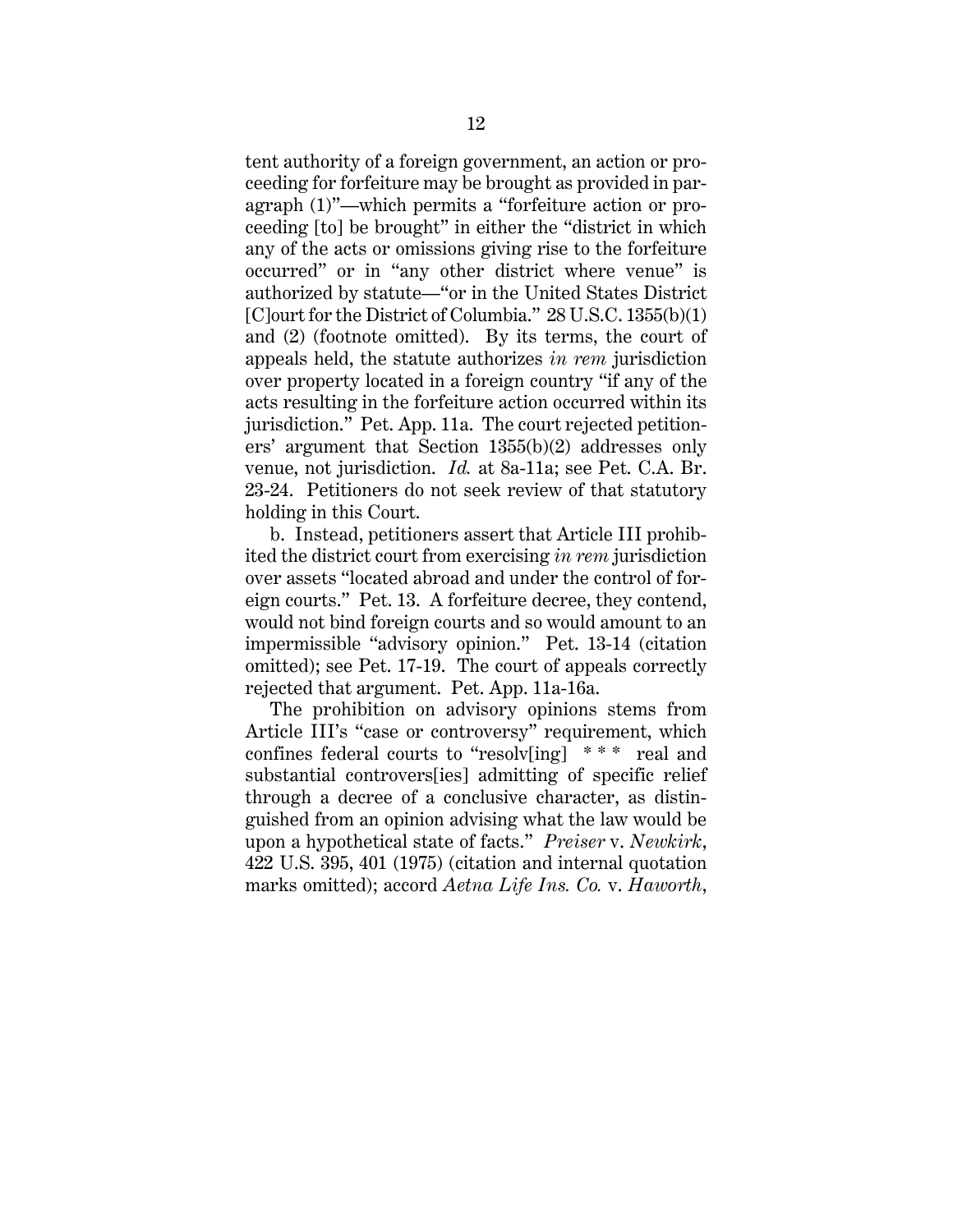tent authority of a foreign government, an action or proceeding for forfeiture may be brought as provided in paragraph (1)"—which permits a "forfeiture action or proceeding [to] be brought" in either the "district in which any of the acts or omissions giving rise to the forfeiture occurred" or in "any other district where venue" is authorized by statute—"or in the United States District [C]ourt for the District of Columbia." 28 U.S.C. 1355(b)(1) and (2) (footnote omitted). By its terms, the court of appeals held, the statute authorizes *in rem* jurisdiction over property located in a foreign country "if any of the acts resulting in the forfeiture action occurred within its jurisdiction." Pet. App. 11a. The court rejected petitioners' argument that Section 1355(b)(2) addresses only venue, not jurisdiction. *Id.* at 8a-11a; see Pet. C.A. Br. 23-24. Petitioners do not seek review of that statutory holding in this Court.

b. Instead, petitioners assert that Article III prohibited the district court from exercising *in rem* jurisdiction over assets "located abroad and under the control of foreign courts." Pet. 13. A forfeiture decree, they contend, would not bind foreign courts and so would amount to an impermissible "advisory opinion." Pet. 13-14 (citation omitted); see Pet. 17-19. The court of appeals correctly rejected that argument. Pet. App. 11a-16a.

The prohibition on advisory opinions stems from Article III's "case or controversy" requirement, which confines federal courts to "resolv[ing] * * * real and substantial controvers[ies] admitting of specific relief through a decree of a conclusive character, as distinguished from an opinion advising what the law would be upon a hypothetical state of facts." *Preiser* v. *Newkirk*, 422 U.S. 395, 401 (1975) (citation and internal quotation marks omitted); accord *Aetna Life Ins. Co.* v. *Haworth*,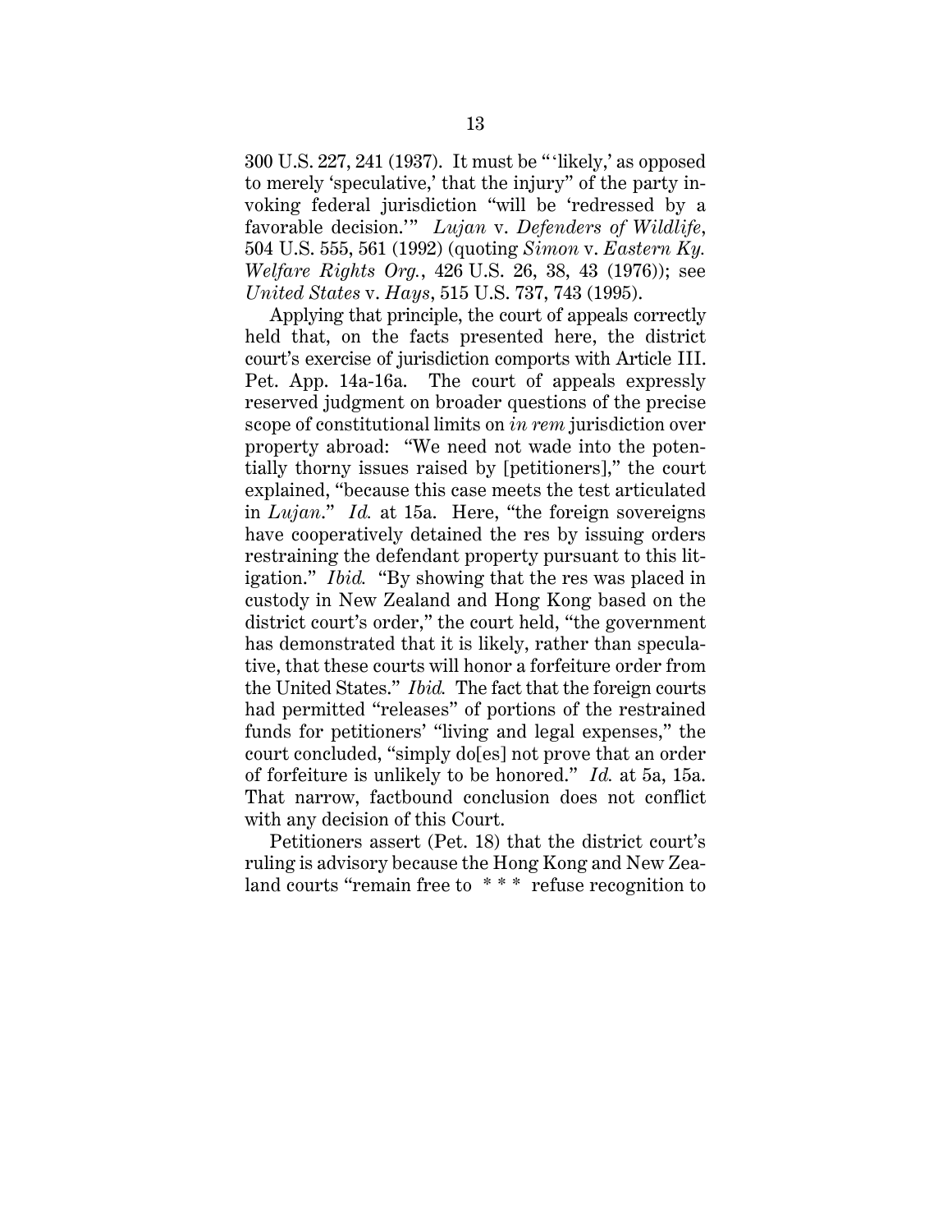300 U.S. 227, 241 (1937). It must be "'likely,' as opposed to merely 'speculative,' that the injury" of the party invoking federal jurisdiction "will be 'redressed by a favorable decision.'" *Lujan* v. *Defenders of Wildlife*, 504 U.S. 555, 561 (1992) (quoting *Simon* v. *Eastern Ky. Welfare Rights Org.*, 426 U.S. 26, 38, 43 (1976)); see *United States* v. *Hays*, 515 U.S. 737, 743 (1995).

Applying that principle, the court of appeals correctly held that, on the facts presented here, the district court's exercise of jurisdiction comports with Article III. Pet. App. 14a-16a. The court of appeals expressly reserved judgment on broader questions of the precise scope of constitutional limits on *in rem* jurisdiction over property abroad: "We need not wade into the potentially thorny issues raised by [petitioners]," the court explained, "because this case meets the test articulated in *Lujan*." *Id.* at 15a. Here, "the foreign sovereigns have cooperatively detained the res by issuing orders restraining the defendant property pursuant to this litigation." *Ibid.* "By showing that the res was placed in custody in New Zealand and Hong Kong based on the district court's order," the court held, "the government has demonstrated that it is likely, rather than speculative, that these courts will honor a forfeiture order from the United States." *Ibid.* The fact that the foreign courts had permitted "releases" of portions of the restrained funds for petitioners' "living and legal expenses," the court concluded, "simply do[es] not prove that an order of forfeiture is unlikely to be honored." *Id.* at 5a, 15a. That narrow, factbound conclusion does not conflict with any decision of this Court.

Petitioners assert (Pet. 18) that the district court's ruling is advisory because the Hong Kong and New Zealand courts "remain free to * * * refuse recognition to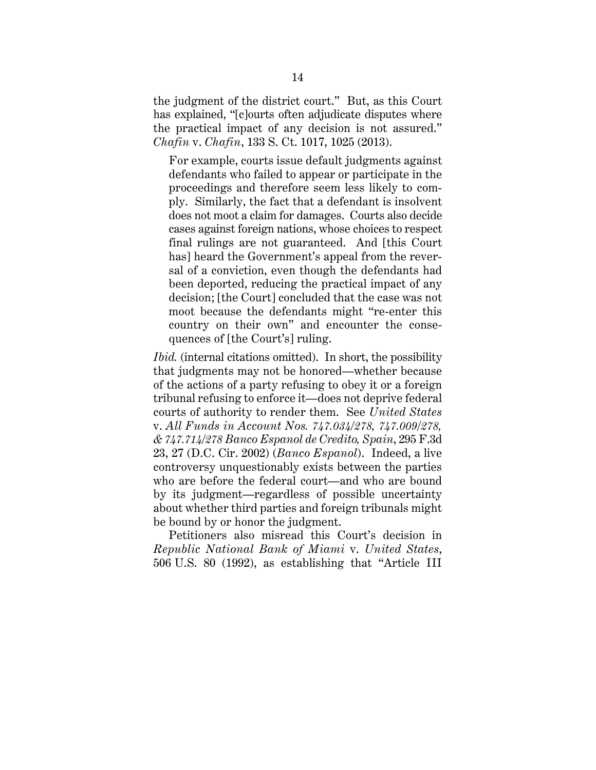the judgment of the district court." But, as this Court has explained, "[c]ourts often adjudicate disputes where the practical impact of any decision is not assured." *Chafin* v. *Chafin*, 133 S. Ct. 1017, 1025 (2013).

> For example, courts issue default judgments against defendants who failed to appear or participate in the proceedings and therefore seem less likely to comply. Similarly, the fact that a defendant is insolvent does not moot a claim for damages. Courts also decide cases against foreign nations, whose choices to respect final rulings are not guaranteed. And [this Court has] heard the Government's appeal from the reversal of a conviction, even though the defendants had been deported, reducing the practical impact of any decision; [the Court] concluded that the case was not moot because the defendants might "re-enter this country on their own" and encounter the consequences of [the Court's] ruling.

*Ibid.* (internal citations omitted). In short, the possibility that judgments may not be honored—whether because of the actions of a party refusing to obey it or a foreign tribunal refusing to enforce it—does not deprive federal courts of authority to render them. See *United States* v. *All Funds in Account Nos. 747.034/278, 747.009/278, & 747.714/278 Banco Espanol de Credito, Spain*, 295 F.3d 23, 27 (D.C. Cir. 2002) (*Banco Espanol*). Indeed, a live controversy unquestionably exists between the parties who are before the federal court—and who are bound by its judgment—regardless of possible uncertainty about whether third parties and foreign tribunals might be bound by or honor the judgment.

Petitioners also misread this Court's decision in *Republic National Bank of Miami* v. *United States*, 506 U.S. 80 (1992), as establishing that "Article III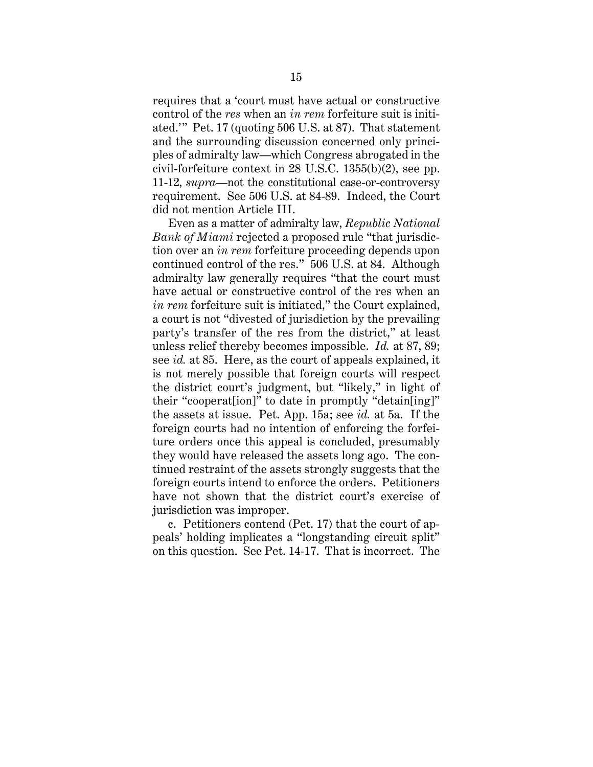requires that a 'court must have actual or constructive control of the *res* when an *in rem* forfeiture suit is initiated.'" Pet. 17 (quoting 506 U.S. at 87). That statement and the surrounding discussion concerned only principles of admiralty law—which Congress abrogated in the civil-forfeiture context in 28 U.S.C. 1355(b)(2), see pp. 11-12, *supra*—not the constitutional case-or-controversy requirement. See 506 U.S. at 84-89. Indeed, the Court did not mention Article III.

Even as a matter of admiralty law, *Republic National Bank of Miami* rejected a proposed rule "that jurisdiction over an *in rem* forfeiture proceeding depends upon continued control of the res." 506 U.S. at 84. Although admiralty law generally requires "that the court must have actual or constructive control of the res when an *in rem* forfeiture suit is initiated," the Court explained, a court is not "divested of jurisdiction by the prevailing party's transfer of the res from the district," at least unless relief thereby becomes impossible. *Id.* at 87, 89; see *id.* at 85. Here, as the court of appeals explained, it is not merely possible that foreign courts will respect the district court's judgment, but "likely," in light of their "cooperat[ion]" to date in promptly "detain[ing]" the assets at issue. Pet. App. 15a; see *id.* at 5a. If the foreign courts had no intention of enforcing the forfeiture orders once this appeal is concluded, presumably they would have released the assets long ago. The continued restraint of the assets strongly suggests that the foreign courts intend to enforce the orders. Petitioners have not shown that the district court's exercise of jurisdiction was improper.

c. Petitioners contend (Pet. 17) that the court of appeals' holding implicates a "longstanding circuit split" on this question. See Pet. 14-17. That is incorrect. The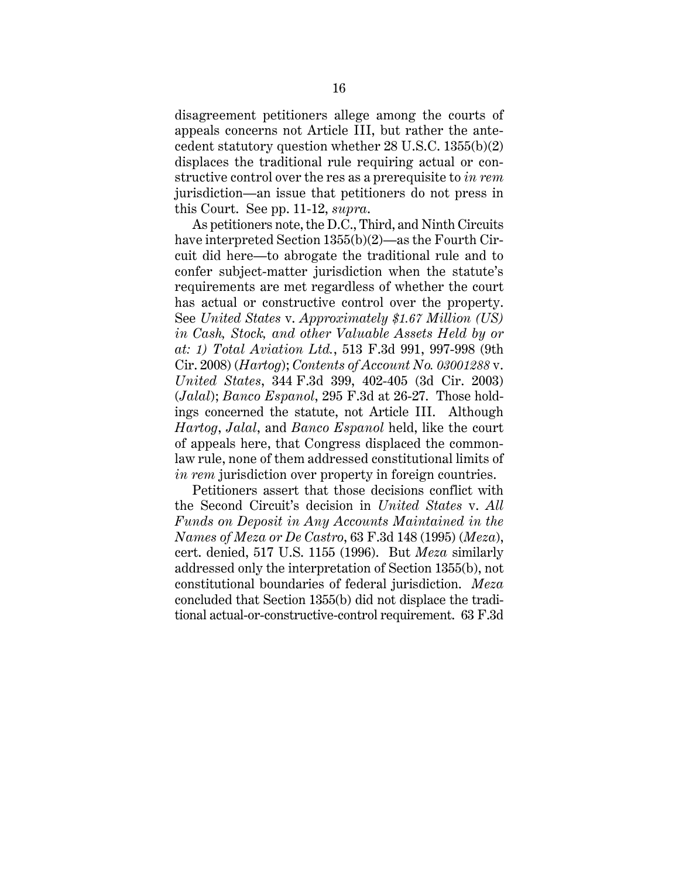disagreement petitioners allege among the courts of appeals concerns not Article III, but rather the antecedent statutory question whether 28 U.S.C. 1355(b)(2) displaces the traditional rule requiring actual or constructive control over the res as a prerequisite to *in rem* jurisdiction—an issue that petitioners do not press in this Court. See pp. 11-12, *supra*.

As petitioners note, the D.C., Third, and Ninth Circuits have interpreted Section 1355(b)(2)—as the Fourth Circuit did here—to abrogate the traditional rule and to confer subject-matter jurisdiction when the statute's requirements are met regardless of whether the court has actual or constructive control over the property. See *United States* v. *Approximately $1.67 Million (US) in Cash, Stock, and other Valuable Assets Held by or at: 1) Total Aviation Ltd.*, 513 F.3d 991, 997-998 (9th Cir. 2008) (*Hartog*); *Contents of Account No. 03001288* v. *United States*, 344 F.3d 399, 402-405 (3d Cir. 2003) (*Jalal*); *Banco Espanol*, 295 F.3d at 26-27. Those holdings concerned the statute, not Article III. Although *Hartog*, *Jalal*, and *Banco Espanol* held, like the court of appeals here, that Congress displaced the common-law rule, none of them addressed constitutional limits of *in rem* jurisdiction over property in foreign countries.

Petitioners assert that those decisions conflict with the Second Circuit's decision in *United States* v. *All Funds on Deposit in Any Accounts Maintained in the Names of Meza or De Castro*, 63 F.3d 148 (1995) (*Meza*), cert. denied, 517 U.S. 1155 (1996). But *Meza* similarly addressed only the interpretation of Section 1355(b), not constitutional boundaries of federal jurisdiction. *Meza* concluded that Section 1355(b) did not displace the traditional actual-or-constructive-control requirement. 63 F.3d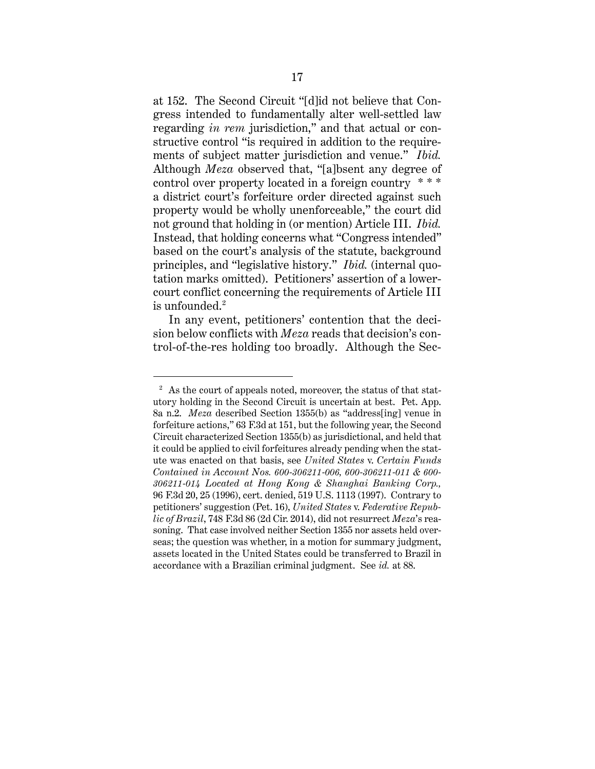at 152. The Second Circuit "[d]id not believe that Congress intended to fundamentally alter well-settled law regarding *in rem* jurisdiction," and that actual or constructive control "is required in addition to the requirements of subject matter jurisdiction and venue." *Ibid.* Although *Meza* observed that, "[a]bsent any degree of control over property located in a foreign country * * * a district court's forfeiture order directed against such property would be wholly unenforceable," the court did not ground that holding in (or mention) Article III. *Ibid.* Instead, that holding concerns what "Congress intended" based on the court's analysis of the statute, background principles, and "legislative history." *Ibid.* (internal quotation marks omitted). Petitioners' assertion of a lower-court conflict concerning the requirements of Article III is unfounded.[2]

In any event, petitioners' contention that the decision below conflicts with *Meza* reads that decision's control-of-the-res holding too broadly. Although the Sec-

---

[2] As the court of appeals noted, moreover, the status of that statutory holding in the Second Circuit is uncertain at best. Pet. App. 8a n.2. *Meza* described Section 1355(b) as "address[ing] venue in forfeiture actions," 63 F.3d at 151, but the following year, the Second Circuit characterized Section 1355(b) as jurisdictional, and held that it could be applied to civil forfeitures already pending when the statute was enacted on that basis, see *United States* v. *Certain Funds Contained in Account Nos. 600-306211-006, 600-306211-011 & 600-306211-014 Located at Hong Kong & Shanghai Banking Corp.*, 96 F.3d 20, 25 (1996), cert. denied, 519 U.S. 1113 (1997). Contrary to petitioners' suggestion (Pet. 16), *United States* v. *Federative Republic of Brazil*, 748 F.3d 86 (2d Cir. 2014), did not resurrect *Meza*'s reasoning. That case involved neither Section 1355 nor assets held overseas; the question was whether, in a motion for summary judgment, assets located in the United States could be transferred to Brazil in accordance with a Brazilian criminal judgment. See *id.* at 88.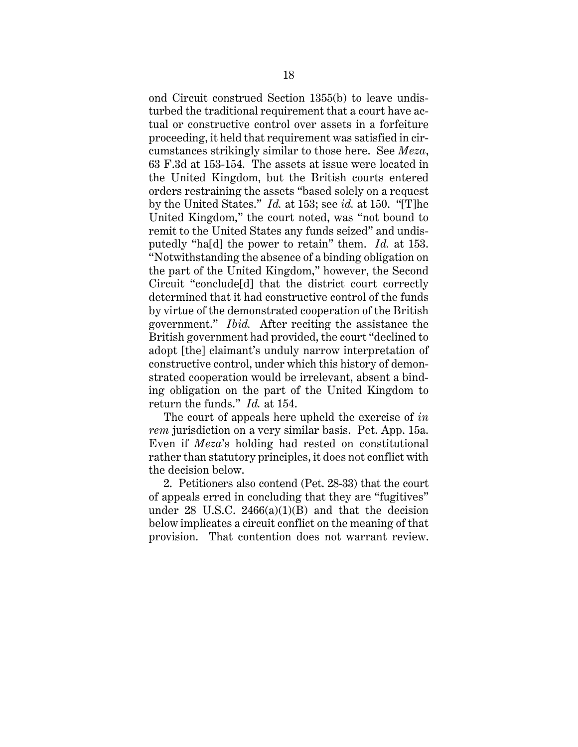ond Circuit construed Section 1355(b) to leave undisturbed the traditional requirement that a court have actual or constructive control over assets in a forfeiture proceeding, it held that requirement was satisfied in circumstances strikingly similar to those here. See *Meza*, 63 F.3d at 153-154. The assets at issue were located in the United Kingdom, but the British courts entered orders restraining the assets "based solely on a request by the United States." *Id.* at 153; see *id.* at 150. "[T]he United Kingdom," the court noted, was "not bound to remit to the United States any funds seized" and undisputedly "ha[d] the power to retain" them. *Id.* at 153. "Notwithstanding the absence of a binding obligation on the part of the United Kingdom," however, the Second Circuit "conclude[d] that the district court correctly determined that it had constructive control of the funds by virtue of the demonstrated cooperation of the British government." *Ibid.* After reciting the assistance the British government had provided, the court "declined to adopt [the] claimant's unduly narrow interpretation of constructive control, under which this history of demonstrated cooperation would be irrelevant, absent a binding obligation on the part of the United Kingdom to return the funds." *Id.* at 154.

The court of appeals here upheld the exercise of *in rem* jurisdiction on a very similar basis. Pet. App. 15a. Even if *Meza*'s holding had rested on constitutional rather than statutory principles, it does not conflict with the decision below.

2. Petitioners also contend (Pet. 28-33) that the court of appeals erred in concluding that they are "fugitives" under 28 U.S.C. 2466(a)(1)(B) and that the decision below implicates a circuit conflict on the meaning of that provision. That contention does not warrant review.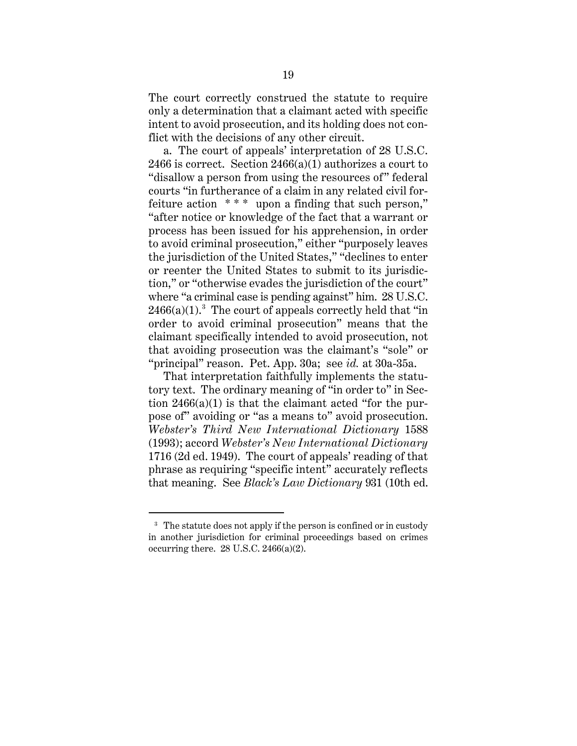The court correctly construed the statute to require only a determination that a claimant acted with specific intent to avoid prosecution, and its holding does not conflict with the decisions of any other circuit.

a. The court of appeals' interpretation of 28 U.S.C. 2466 is correct. Section 2466(a)(1) authorizes a court to "disallow a person from using the resources of" federal courts "in furtherance of a claim in any related civil forfeiture action * * * upon a finding that such person," "after notice or knowledge of the fact that a warrant or process has been issued for his apprehension, in order to avoid criminal prosecution," either "purposely leaves the jurisdiction of the United States," "declines to enter or reenter the United States to submit to its jurisdiction," or "otherwise evades the jurisdiction of the court" where "a criminal case is pending against" him. 28 U.S.C. 2466(a)(1).[3] The court of appeals correctly held that "in order to avoid criminal prosecution" means that the claimant specifically intended to avoid prosecution, not that avoiding prosecution was the claimant's "sole" or "principal" reason. Pet. App. 30a; see *id.* at 30a-35a.

That interpretation faithfully implements the statutory text. The ordinary meaning of "in order to" in Section 2466(a)(1) is that the claimant acted "for the purpose of" avoiding or "as a means to" avoid prosecution. *Webster's Third New International Dictionary* 1588 (1993); accord *Webster's New International Dictionary* 1716 (2d ed. 1949). The court of appeals' reading of that phrase as requiring "specific intent" accurately reflects that meaning. See *Black's Law Dictionary* 931 (10th ed.

---

[3] The statute does not apply if the person is confined or in custody in another jurisdiction for criminal proceedings based on crimes occurring there. 28 U.S.C. 2466(a)(2).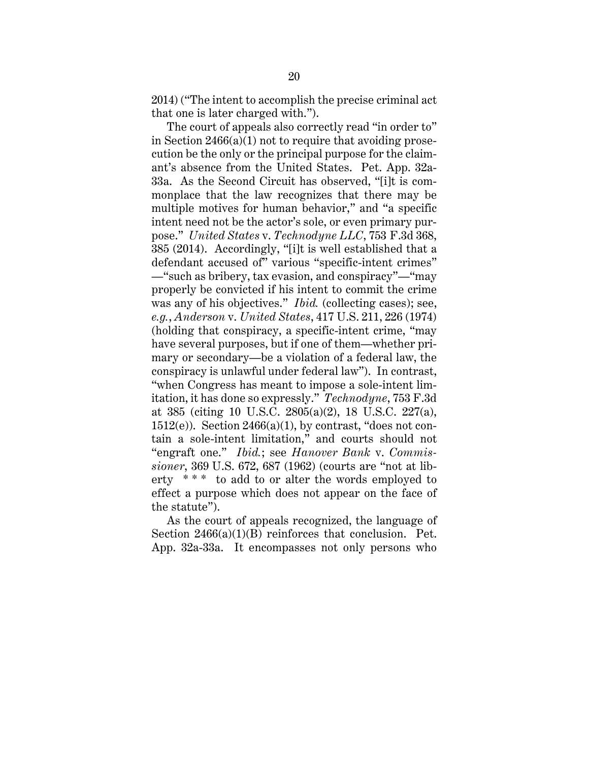2014) ("The intent to accomplish the precise criminal act that one is later charged with.").

The court of appeals also correctly read "in order to" in Section 2466(a)(1) not to require that avoiding prosecution be the only or the principal purpose for the claimant's absence from the United States. Pet. App. 32a-33a. As the Second Circuit has observed, "[i]t is commonplace that the law recognizes that there may be multiple motives for human behavior," and "a specific intent need not be the actor's sole, or even primary purpose." *United States* v. *Technodyne LLC*, 753 F.3d 368, 385 (2014). Accordingly, "[i]t is well established that a defendant accused of" various "specific-intent crimes" —"such as bribery, tax evasion, and conspiracy"—"may properly be convicted if his intent to commit the crime was any of his objectives." *Ibid.* (collecting cases); see, *e.g.*, *Anderson* v. *United States*, 417 U.S. 211, 226 (1974) (holding that conspiracy, a specific-intent crime, "may have several purposes, but if one of them—whether primary or secondary—be a violation of a federal law, the conspiracy is unlawful under federal law"). In contrast, "when Congress has meant to impose a sole-intent limitation, it has done so expressly." *Technodyne*, 753 F.3d at 385 (citing 10 U.S.C. 2805(a)(2), 18 U.S.C. 227(a), 1512(e)). Section 2466(a)(1), by contrast, "does not contain a sole-intent limitation," and courts should not "engraft one." *Ibid.*; see *Hanover Bank* v. *Commissioner*, 369 U.S. 672, 687 (1962) (courts are "not at liberty * * * to add to or alter the words employed to effect a purpose which does not appear on the face of the statute").

As the court of appeals recognized, the language of Section 2466(a)(1)(B) reinforces that conclusion. Pet. App. 32a-33a. It encompasses not only persons who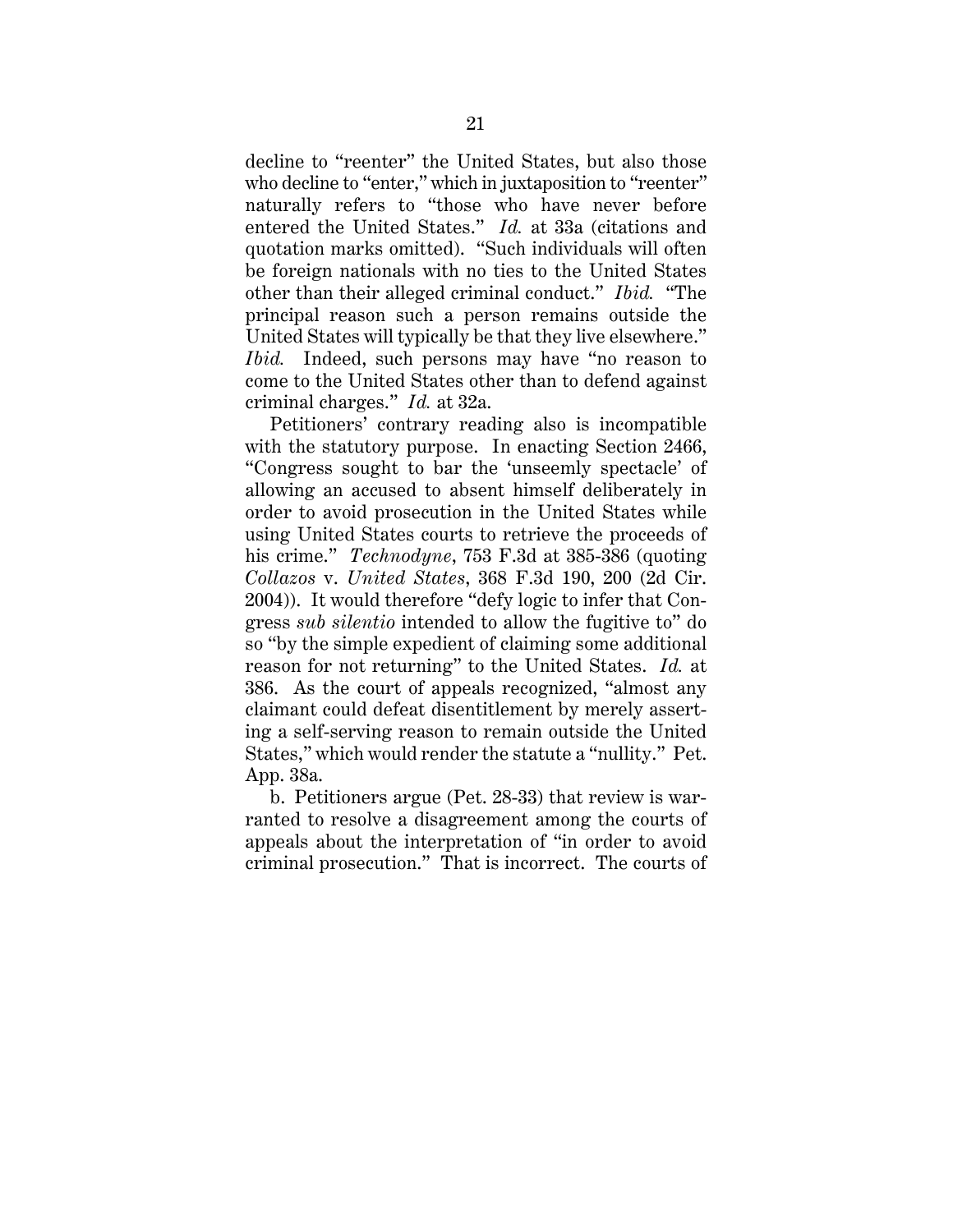decline to "reenter" the United States, but also those who decline to "enter," which in juxtaposition to "reenter" naturally refers to "those who have never before entered the United States." *Id.* at 33a (citations and quotation marks omitted). "Such individuals will often be foreign nationals with no ties to the United States other than their alleged criminal conduct." *Ibid.* "The principal reason such a person remains outside the United States will typically be that they live elsewhere." *Ibid.* Indeed, such persons may have "no reason to come to the United States other than to defend against criminal charges." *Id.* at 32a.

Petitioners' contrary reading also is incompatible with the statutory purpose. In enacting Section 2466, "Congress sought to bar the 'unseemly spectacle' of allowing an accused to absent himself deliberately in order to avoid prosecution in the United States while using United States courts to retrieve the proceeds of his crime." *Technodyne*, 753 F.3d at 385-386 (quoting *Collazos* v. *United States*, 368 F.3d 190, 200 (2d Cir. 2004)). It would therefore "defy logic to infer that Congress *sub silentio* intended to allow the fugitive to" do so "by the simple expedient of claiming some additional reason for not returning" to the United States. *Id.* at 386. As the court of appeals recognized, "almost any claimant could defeat disentitlement by merely asserting a self-serving reason to remain outside the United States," which would render the statute a "nullity." Pet. App. 38a.

b. Petitioners argue (Pet. 28-33) that review is warranted to resolve a disagreement among the courts of appeals about the interpretation of "in order to avoid criminal prosecution." That is incorrect. The courts of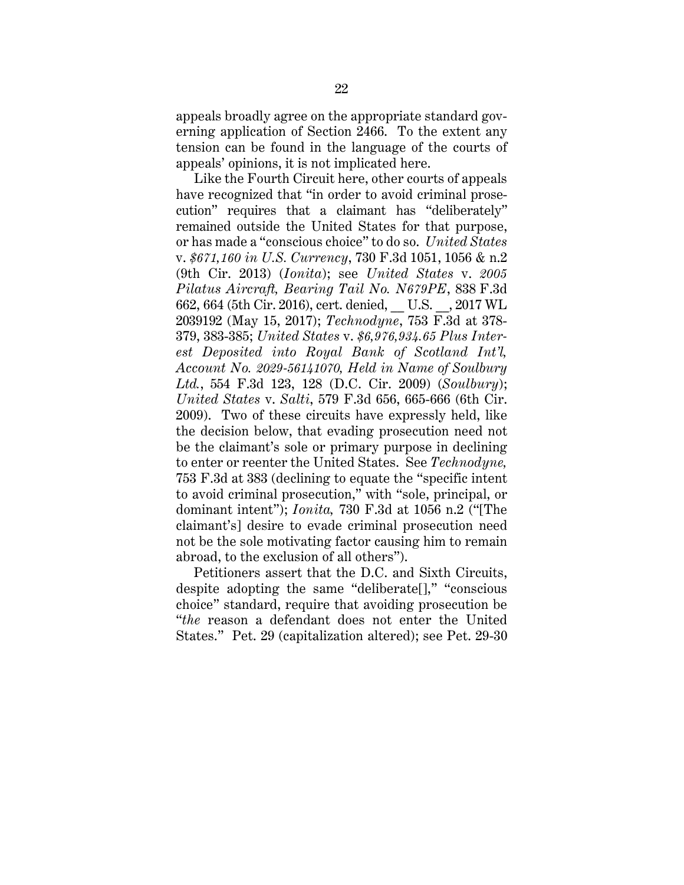appeals broadly agree on the appropriate standard governing application of Section 2466. To the extent any tension can be found in the language of the courts of appeals' opinions, it is not implicated here.

Like the Fourth Circuit here, other courts of appeals have recognized that "in order to avoid criminal prosecution" requires that a claimant has "deliberately" remained outside the United States for that purpose, or has made a "conscious choice" to do so. *United States* v. *$671,160 in U.S. Currency*, 730 F.3d 1051, 1056 & n.2 (9th Cir. 2013) (*Ionita*); see *United States* v. *2005 Pilatus Aircraft, Bearing Tail No. N679PE*, 838 F.3d 662, 664 (5th Cir. 2016), cert. denied, __ U.S. __, 2017 WL 2039192 (May 15, 2017); *Technodyne*, 753 F.3d at 378-379, 383-385; *United States* v. *$6,976,934.65 Plus Interest Deposited into Royal Bank of Scotland Int'l, Account No. 2029-56141070, Held in Name of Soulbury Ltd.*, 554 F.3d 123, 128 (D.C. Cir. 2009) (*Soulbury*); *United States* v. *Salti*, 579 F.3d 656, 665-666 (6th Cir. 2009). Two of these circuits have expressly held, like the decision below, that evading prosecution need not be the claimant's sole or primary purpose in declining to enter or reenter the United States. See *Technodyne,* 753 F.3d at 383 (declining to equate the "specific intent to avoid criminal prosecution," with "sole, principal, or dominant intent"); *Ionita,* 730 F.3d at 1056 n.2 ("[The claimant's] desire to evade criminal prosecution need not be the sole motivating factor causing him to remain abroad, to the exclusion of all others").

Petitioners assert that the D.C. and Sixth Circuits, despite adopting the same "deliberate[]," "conscious choice" standard, require that avoiding prosecution be "*the* reason a defendant does not enter the United States." Pet. 29 (capitalization altered); see Pet. 29-30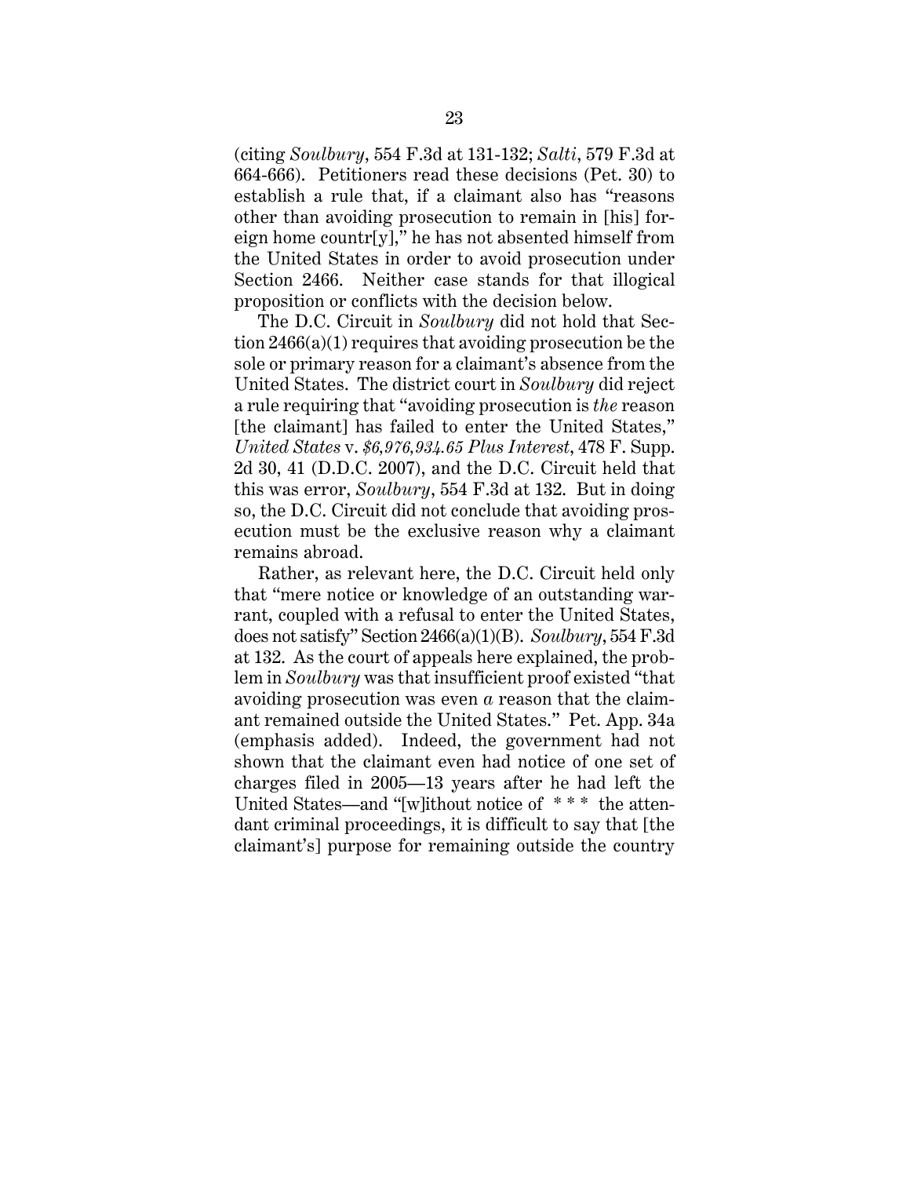(citing *Soulbury*, 554 F.3d at 131-132; *Salti*, 579 F.3d at 664-666). Petitioners read these decisions (Pet. 30) to establish a rule that, if a claimant also has "reasons other than avoiding prosecution to remain in [his] foreign home countr[y]," he has not absented himself from the United States in order to avoid prosecution under Section 2466. Neither case stands for that illogical proposition or conflicts with the decision below.

The D.C. Circuit in *Soulbury* did not hold that Section 2466(a)(1) requires that avoiding prosecution be the sole or primary reason for a claimant's absence from the United States. The district court in *Soulbury* did reject a rule requiring that "avoiding prosecution is *the* reason [the claimant] has failed to enter the United States," *United States* v. *$6,976,934.65 Plus Interest*, 478 F. Supp. 2d 30, 41 (D.D.C. 2007), and the D.C. Circuit held that this was error, *Soulbury*, 554 F.3d at 132. But in doing so, the D.C. Circuit did not conclude that avoiding prosecution must be the exclusive reason why a claimant remains abroad.

Rather, as relevant here, the D.C. Circuit held only that "mere notice or knowledge of an outstanding warrant, coupled with a refusal to enter the United States, does not satisfy" Section 2466(a)(1)(B). *Soulbury*, 554 F.3d at 132. As the court of appeals here explained, the problem in *Soulbury* was that insufficient proof existed "that avoiding prosecution was even *a* reason that the claimant remained outside the United States." Pet. App. 34a (emphasis added). Indeed, the government had not shown that the claimant even had notice of one set of charges filed in 2005—13 years after he had left the United States—and "[w]ithout notice of * * * the attendant criminal proceedings, it is difficult to say that [the claimant's] purpose for remaining outside the country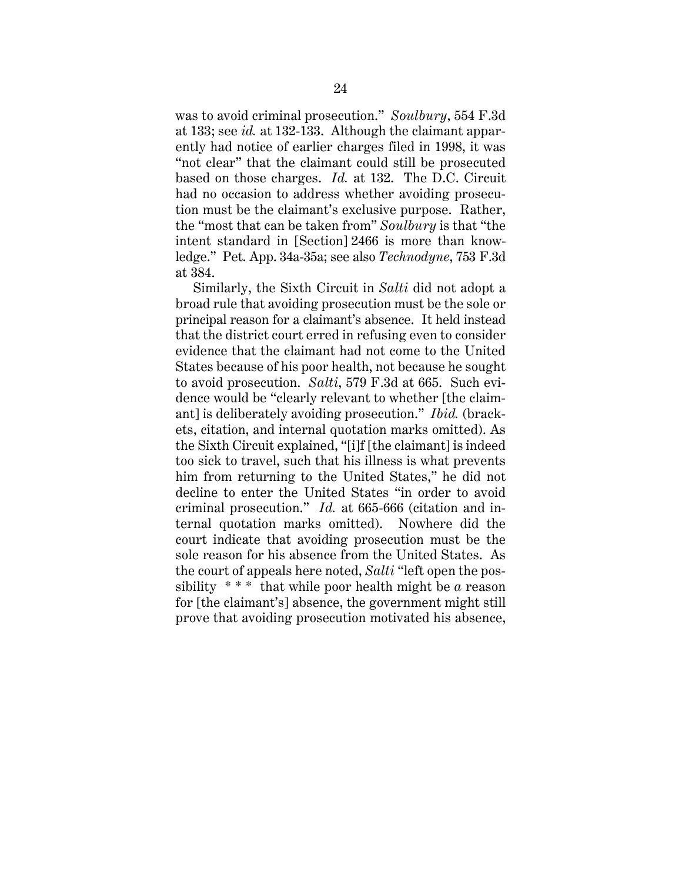was to avoid criminal prosecution." *Soulbury*, 554 F.3d at 133; see *id.* at 132-133. Although the claimant apparently had notice of earlier charges filed in 1998, it was "not clear" that the claimant could still be prosecuted based on those charges. *Id.* at 132. The D.C. Circuit had no occasion to address whether avoiding prosecution must be the claimant's exclusive purpose. Rather, the "most that can be taken from" *Soulbury* is that "the intent standard in [Section] 2466 is more than knowledge." Pet. App. 34a-35a; see also *Technodyne*, 753 F.3d at 384.

Similarly, the Sixth Circuit in *Salti* did not adopt a broad rule that avoiding prosecution must be the sole or principal reason for a claimant's absence. It held instead that the district court erred in refusing even to consider evidence that the claimant had not come to the United States because of his poor health, not because he sought to avoid prosecution. *Salti*, 579 F.3d at 665. Such evidence would be "clearly relevant to whether [the claimant] is deliberately avoiding prosecution." *Ibid.* (brackets, citation, and internal quotation marks omitted). As the Sixth Circuit explained, "[i]f [the claimant] is indeed too sick to travel, such that his illness is what prevents him from returning to the United States," he did not decline to enter the United States "in order to avoid criminal prosecution." *Id.* at 665-666 (citation and internal quotation marks omitted). Nowhere did the court indicate that avoiding prosecution must be the sole reason for his absence from the United States. As the court of appeals here noted, *Salti* "left open the possibility * * * that while poor health might be *a* reason for [the claimant's] absence, the government might still prove that avoiding prosecution motivated his absence,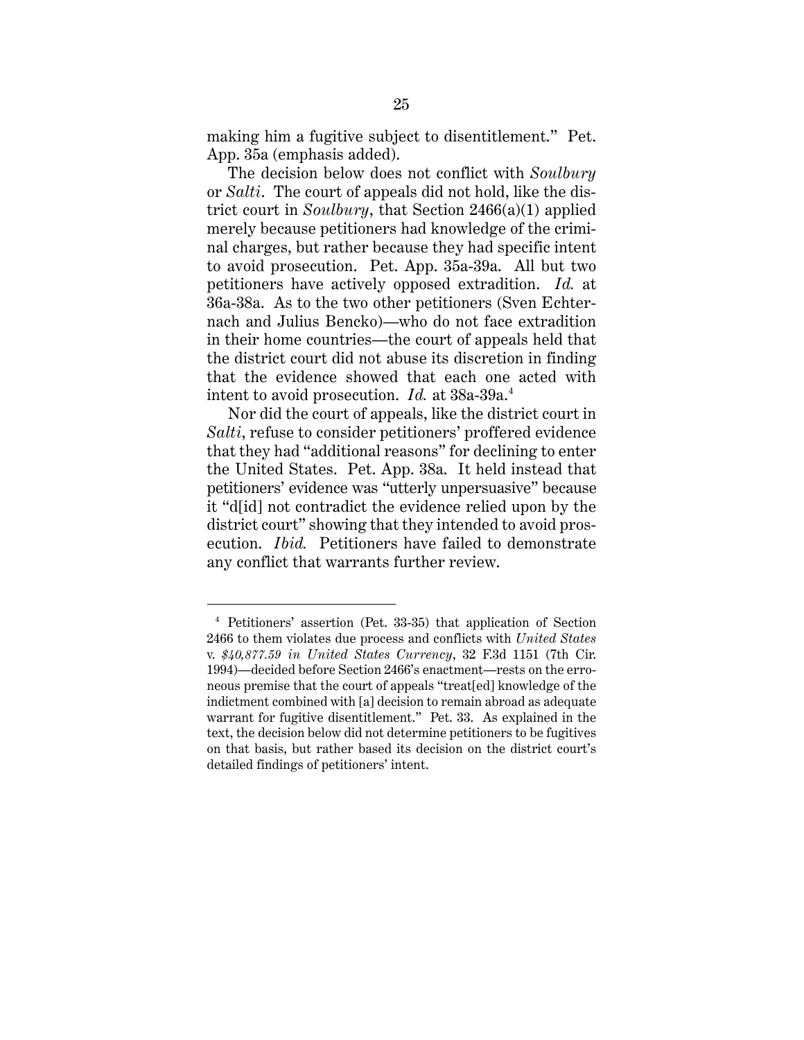making him a fugitive subject to disentitlement." Pet. App. 35a (emphasis added).

The decision below does not conflict with *Soulbury* or *Salti*. The court of appeals did not hold, like the district court in *Soulbury*, that Section 2466(a)(1) applied merely because petitioners had knowledge of the criminal charges, but rather because they had specific intent to avoid prosecution. Pet. App. 35a-39a. All but two petitioners have actively opposed extradition. *Id.* at 36a-38a. As to the two other petitioners (Sven Echternach and Julius Bencko)—who do not face extradition in their home countries—the court of appeals held that the district court did not abuse its discretion in finding that the evidence showed that each one acted with intent to avoid prosecution. *Id.* at 38a-39a.[4]

Nor did the court of appeals, like the district court in *Salti*, refuse to consider petitioners' proffered evidence that they had "additional reasons" for declining to enter the United States. Pet. App. 38a. It held instead that petitioners' evidence was "utterly unpersuasive" because it "d[id] not contradict the evidence relied upon by the district court" showing that they intended to avoid prosecution. *Ibid.* Petitioners have failed to demonstrate any conflict that warrants further review.

---

[4] Petitioners' assertion (Pet. 33-35) that application of Section 2466 to them violates due process and conflicts with *United States* v. *$40,877.59 in United States Currency*, 32 F.3d 1151 (7th Cir. 1994)—decided before Section 2466's enactment—rests on the erroneous premise that the court of appeals "treat[ed] knowledge of the indictment combined with [a] decision to remain abroad as adequate warrant for fugitive disentitlement." Pet. 33. As explained in the text, the decision below did not determine petitioners to be fugitives on that basis, but rather based its decision on the district court's detailed findings of petitioners' intent.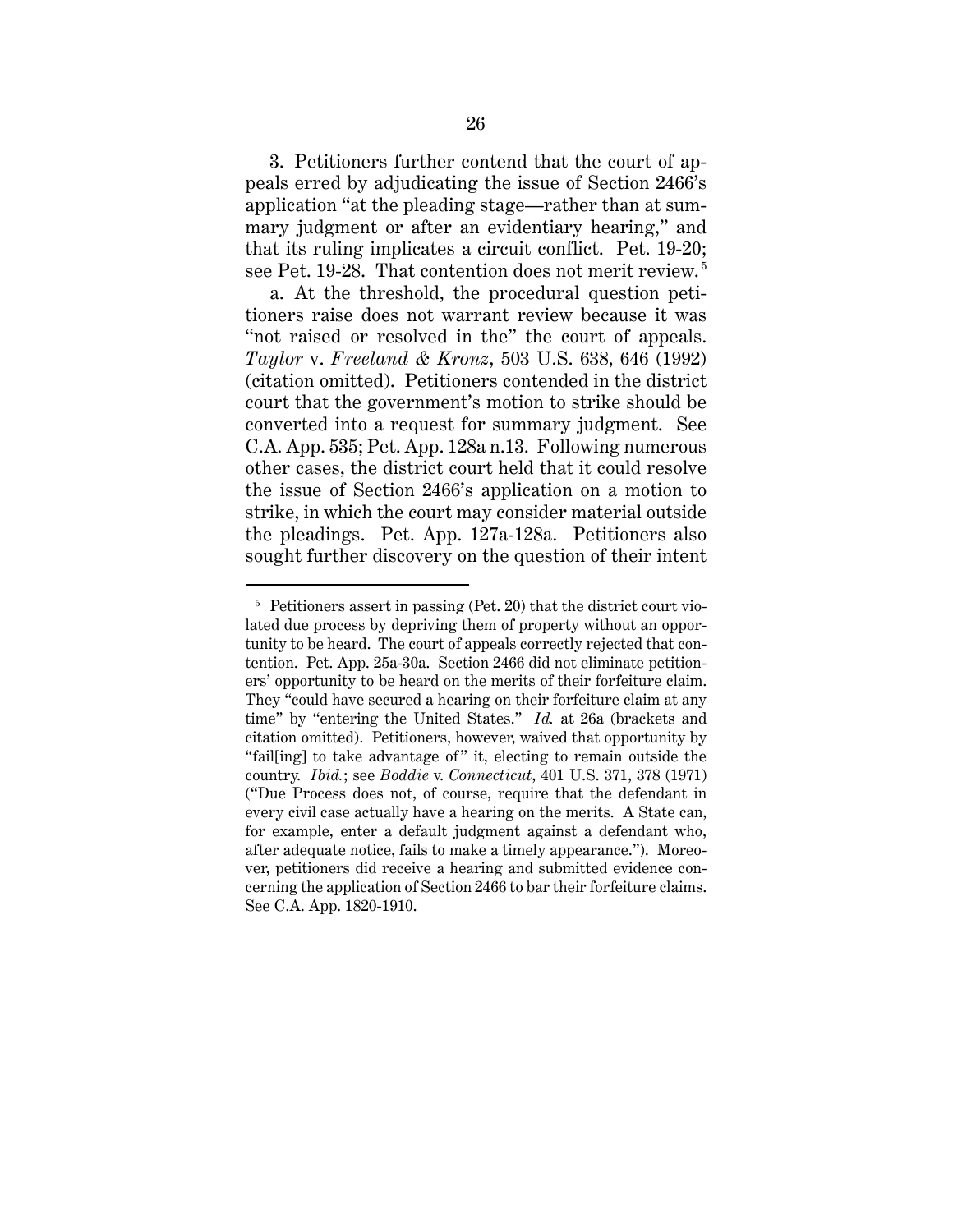3. Petitioners further contend that the court of appeals erred by adjudicating the issue of Section 2466's application "at the pleading stage—rather than at summary judgment or after an evidentiary hearing," and that its ruling implicates a circuit conflict. Pet. 19-20; see Pet. 19-28. That contention does not merit review.[5]

a. At the threshold, the procedural question petitioners raise does not warrant review because it was "not raised or resolved in the" the court of appeals. *Taylor* v. *Freeland & Kronz*, 503 U.S. 638, 646 (1992) (citation omitted). Petitioners contended in the district court that the government's motion to strike should be converted into a request for summary judgment. See C.A. App. 535; Pet. App. 128a n.13. Following numerous other cases, the district court held that it could resolve the issue of Section 2466's application on a motion to strike, in which the court may consider material outside the pleadings. Pet. App. 127a-128a. Petitioners also sought further discovery on the question of their intent

[5] Petitioners assert in passing (Pet. 20) that the district court violated due process by depriving them of property without an opportunity to be heard. The court of appeals correctly rejected that contention. Pet. App. 25a-30a. Section 2466 did not eliminate petitioners' opportunity to be heard on the merits of their forfeiture claim. They "could have secured a hearing on their forfeiture claim at any time" by "entering the United States." *Id.* at 26a (brackets and citation omitted). Petitioners, however, waived that opportunity by "fail[ing] to take advantage of" it, electing to remain outside the country. *Ibid.*; see *Boddie* v. *Connecticut*, 401 U.S. 371, 378 (1971) ("Due Process does not, of course, require that the defendant in every civil case actually have a hearing on the merits. A State can, for example, enter a default judgment against a defendant who, after adequate notice, fails to make a timely appearance."). Moreover, petitioners did receive a hearing and submitted evidence concerning the application of Section 2466 to bar their forfeiture claims. See C.A. App. 1820-1910.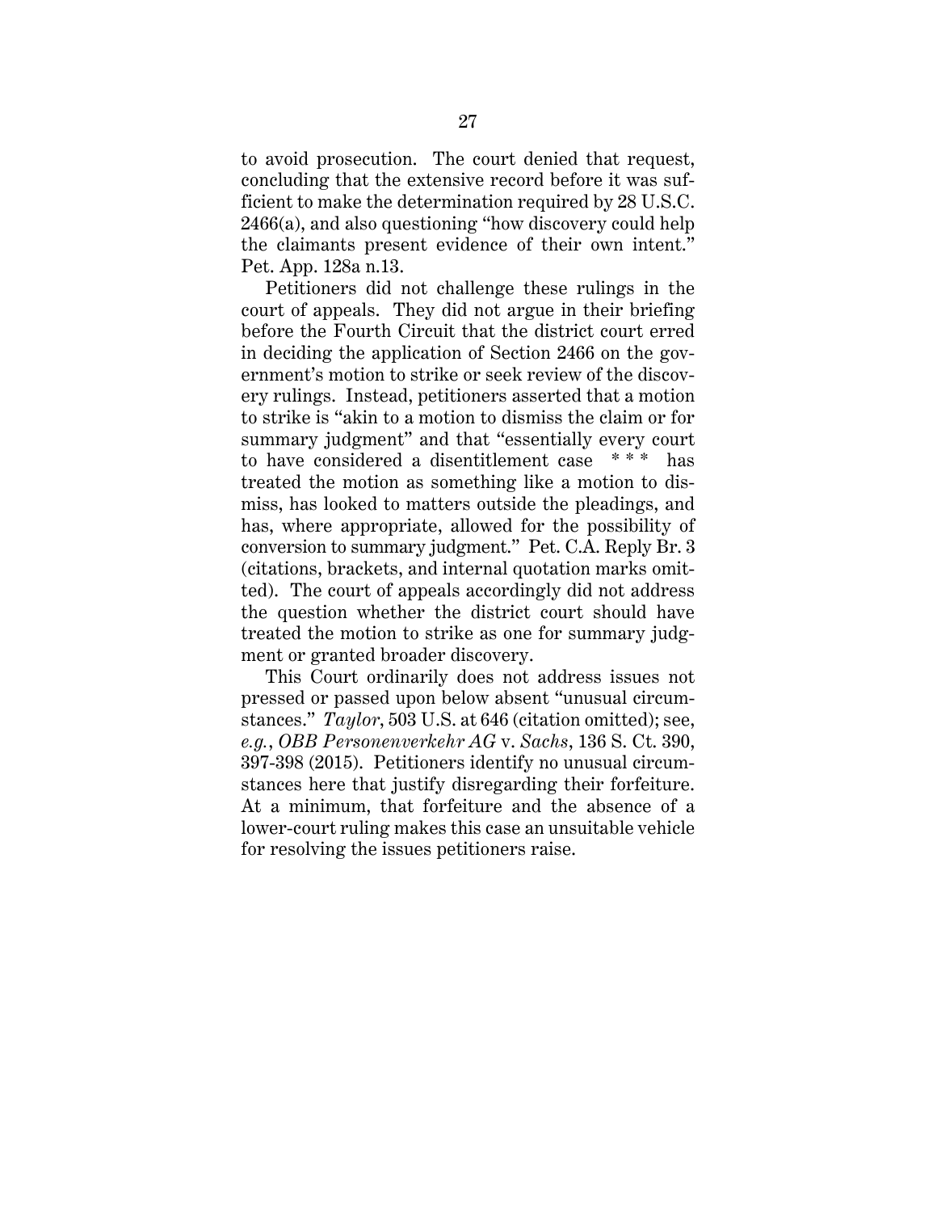to avoid prosecution. The court denied that request, concluding that the extensive record before it was sufficient to make the determination required by 28 U.S.C. 2466(a), and also questioning "how discovery could help the claimants present evidence of their own intent." Pet. App. 128a n.13.

Petitioners did not challenge these rulings in the court of appeals. They did not argue in their briefing before the Fourth Circuit that the district court erred in deciding the application of Section 2466 on the government's motion to strike or seek review of the discovery rulings. Instead, petitioners asserted that a motion to strike is "akin to a motion to dismiss the claim or for summary judgment" and that "essentially every court to have considered a disentitlement case * * * has treated the motion as something like a motion to dismiss, has looked to matters outside the pleadings, and has, where appropriate, allowed for the possibility of conversion to summary judgment." Pet. C.A. Reply Br. 3 (citations, brackets, and internal quotation marks omitted). The court of appeals accordingly did not address the question whether the district court should have treated the motion to strike as one for summary judgment or granted broader discovery.

This Court ordinarily does not address issues not pressed or passed upon below absent "unusual circumstances." *Taylor*, 503 U.S. at 646 (citation omitted); see, *e.g.*, *OBB Personenverkehr AG* v. *Sachs*, 136 S. Ct. 390, 397-398 (2015). Petitioners identify no unusual circumstances here that justify disregarding their forfeiture. At a minimum, that forfeiture and the absence of a lower-court ruling makes this case an unsuitable vehicle for resolving the issues petitioners raise.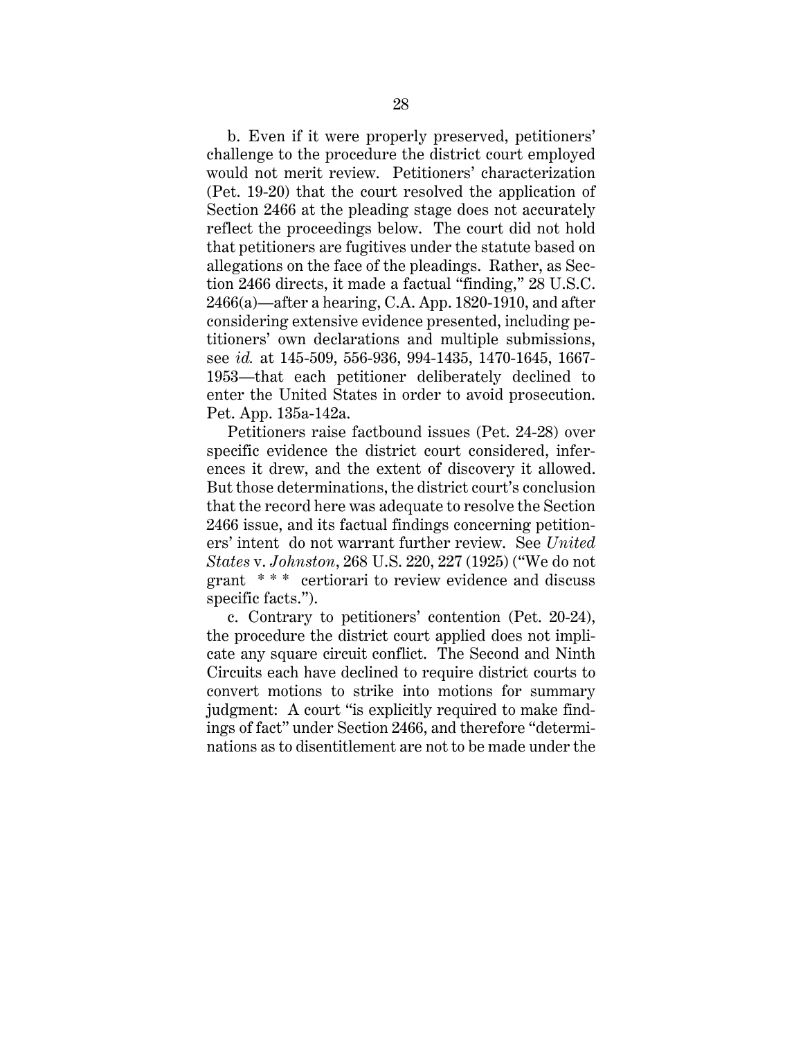b. Even if it were properly preserved, petitioners' challenge to the procedure the district court employed would not merit review. Petitioners' characterization (Pet. 19-20) that the court resolved the application of Section 2466 at the pleading stage does not accurately reflect the proceedings below. The court did not hold that petitioners are fugitives under the statute based on allegations on the face of the pleadings. Rather, as Section 2466 directs, it made a factual "finding," 28 U.S.C. 2466(a)—after a hearing, C.A. App. 1820-1910, and after considering extensive evidence presented, including petitioners' own declarations and multiple submissions, see *id.* at 145-509, 556-936, 994-1435, 1470-1645, 1667-1953—that each petitioner deliberately declined to enter the United States in order to avoid prosecution. Pet. App. 135a-142a.

Petitioners raise factbound issues (Pet. 24-28) over specific evidence the district court considered, inferences it drew, and the extent of discovery it allowed. But those determinations, the district court's conclusion that the record here was adequate to resolve the Section 2466 issue, and its factual findings concerning petitioners' intent do not warrant further review. See *United States* v. *Johnston*, 268 U.S. 220, 227 (1925) ("We do not grant * * * certiorari to review evidence and discuss specific facts.").

c. Contrary to petitioners' contention (Pet. 20-24), the procedure the district court applied does not implicate any square circuit conflict. The Second and Ninth Circuits each have declined to require district courts to convert motions to strike into motions for summary judgment: A court "is explicitly required to make findings of fact" under Section 2466, and therefore "determinations as to disentitlement are not to be made under the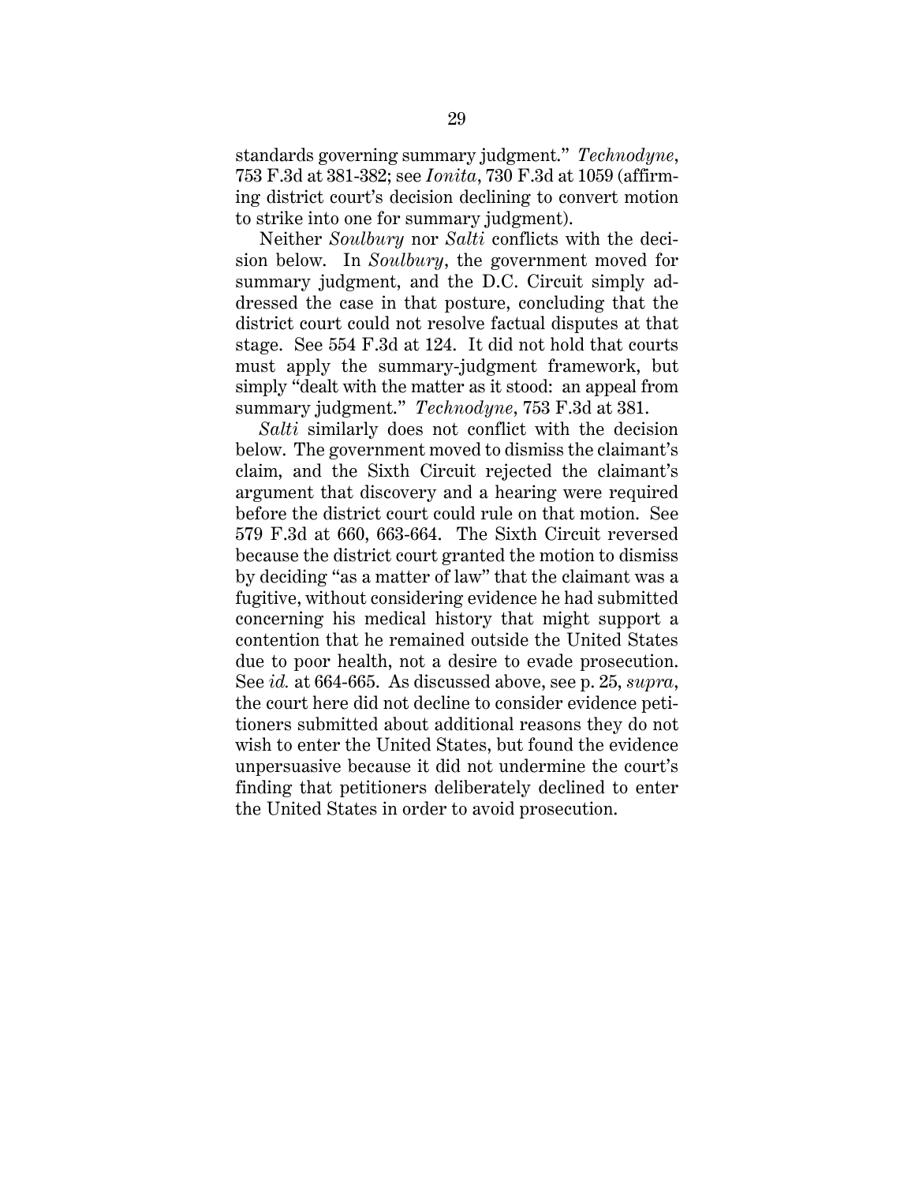standards governing summary judgment." *Technodyne*, 753 F.3d at 381-382; see *Ionita*, 730 F.3d at 1059 (affirming district court's decision declining to convert motion to strike into one for summary judgment).

Neither *Soulbury* nor *Salti* conflicts with the decision below. In *Soulbury*, the government moved for summary judgment, and the D.C. Circuit simply addressed the case in that posture, concluding that the district court could not resolve factual disputes at that stage. See 554 F.3d at 124. It did not hold that courts must apply the summary-judgment framework, but simply "dealt with the matter as it stood: an appeal from summary judgment." *Technodyne*, 753 F.3d at 381.

*Salti* similarly does not conflict with the decision below. The government moved to dismiss the claimant's claim, and the Sixth Circuit rejected the claimant's argument that discovery and a hearing were required before the district court could rule on that motion. See 579 F.3d at 660, 663-664. The Sixth Circuit reversed because the district court granted the motion to dismiss by deciding "as a matter of law" that the claimant was a fugitive, without considering evidence he had submitted concerning his medical history that might support a contention that he remained outside the United States due to poor health, not a desire to evade prosecution. See *id.* at 664-665. As discussed above, see p. 25, *supra*, the court here did not decline to consider evidence petitioners submitted about additional reasons they do not wish to enter the United States, but found the evidence unpersuasive because it did not undermine the court's finding that petitioners deliberately declined to enter the United States in order to avoid prosecution.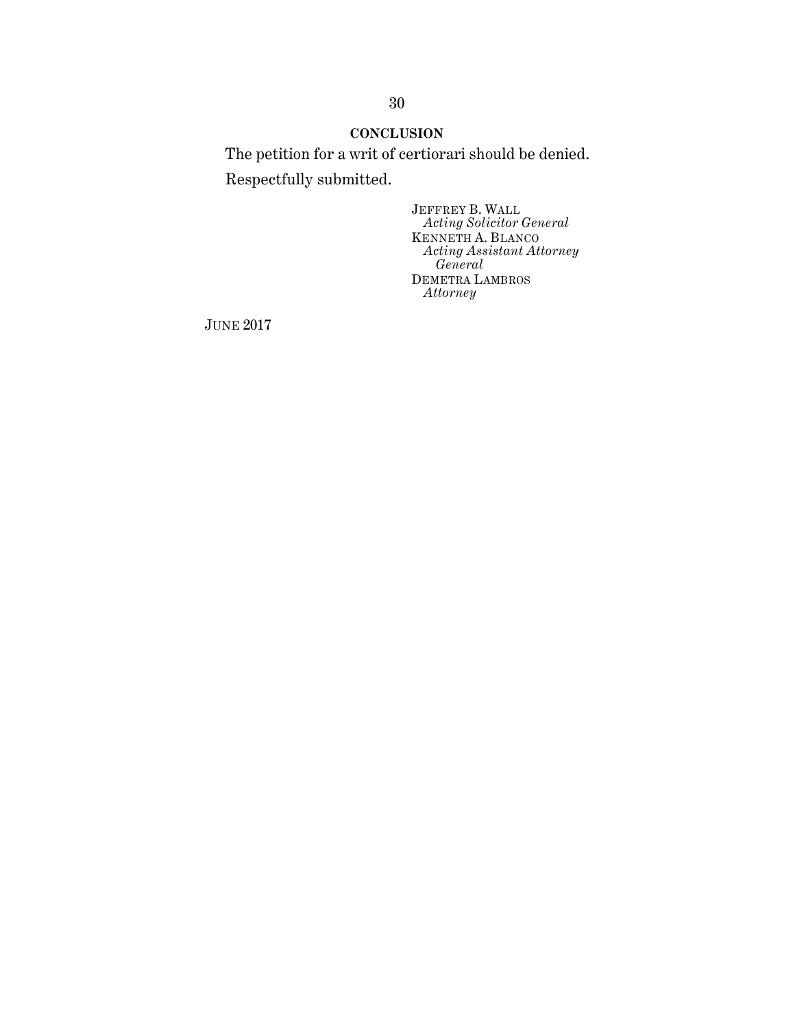## CONCLUSION

The petition for a writ of certiorari should be denied.

Respectfully submitted.

JEFFREY B. WALL
*Acting Solicitor General*
KENNETH A. BLANCO
*Acting Assistant Attorney General*
DEMETRA LAMBROS
*Attorney*

JUNE 2017